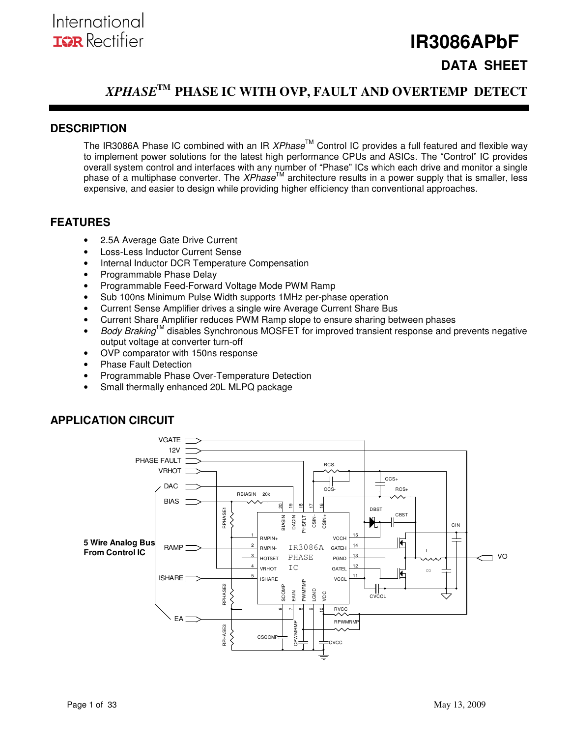International
IOR Rectifier

# IR3086APbF

## DATA SHEET

## *XPHASE*™ PHASE IC WITH OVP, FAULT AND OVERTEMP DETECT

## DESCRIPTION

The IR3086A Phase IC combined with an IR *XPhase*™ Control IC provides a full featured and flexible way to implement power solutions for the latest high performance CPUs and ASICs. The "Control" IC provides overall system control and interfaces with any number of "Phase" ICs which each drive and monitor a single phase of a multiphase converter. The *XPhase*™ architecture results in a power supply that is smaller, less expensive, and easier to design while providing higher efficiency than conventional approaches.

## FEATURES

- 2.5A Average Gate Drive Current
- Loss-Less Inductor Current Sense
- Internal Inductor DCR Temperature Compensation
- Programmable Phase Delay
- Programmable Feed-Forward Voltage Mode PWM Ramp
- Sub 100ns Minimum Pulse Width supports 1MHz per-phase operation
- Current Sense Amplifier drives a single wire Average Current Share Bus
- Current Share Amplifier reduces PWM Ramp slope to ensure sharing between phases
- *Body Braking*™ disables Synchronous MOSFET for improved transient response and prevents negative output voltage at converter turn-off
- OVP comparator with 150ns response
- Phase Fault Detection
- Programmable Phase Over-Temperature Detection
- Small thermally enhanced 20L MLPQ package

## APPLICATION CIRCUIT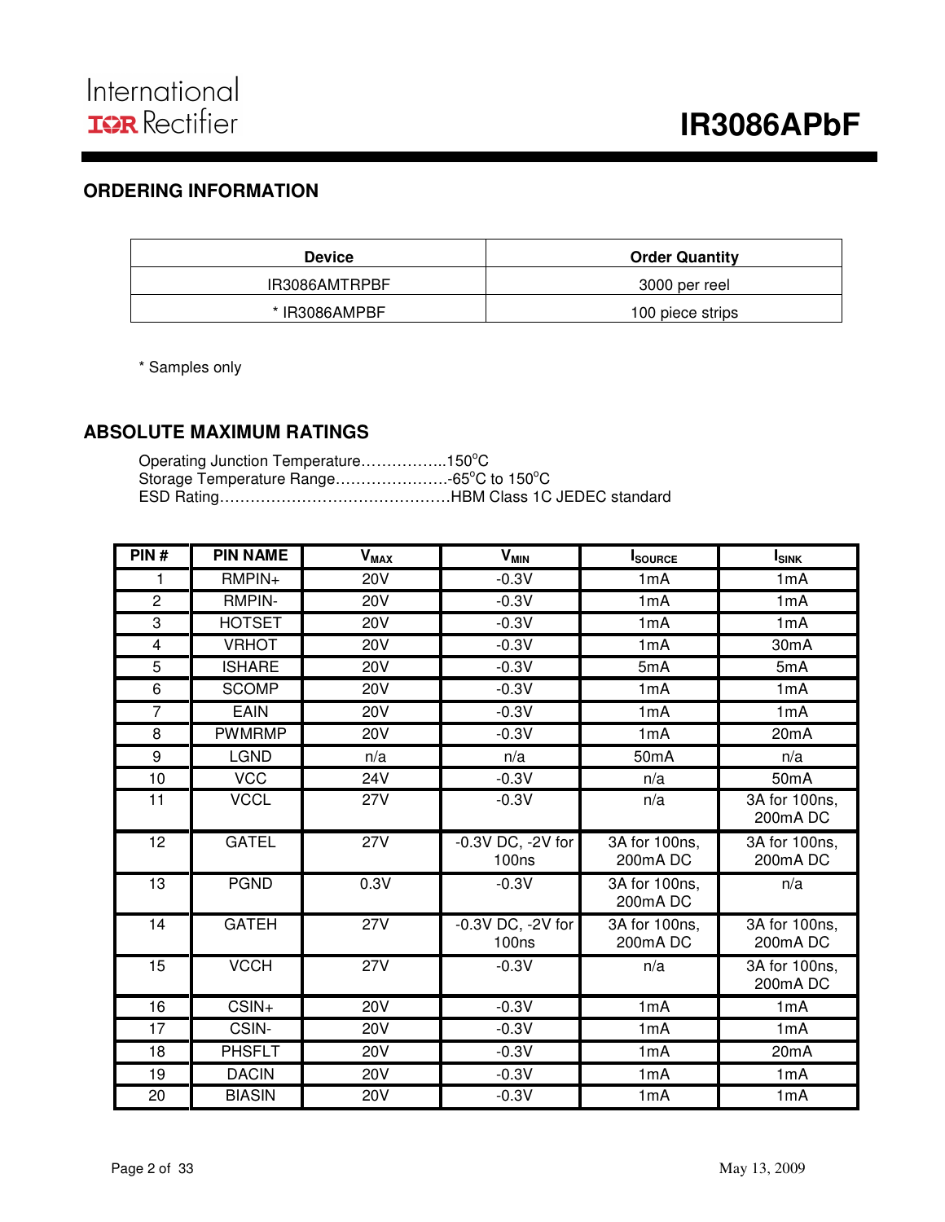## ORDERING INFORMATION

| Device | Order Quantity |
|---|---|
| IR3086AMTRPBF | 3000 per reel |
| * IR3086AMPBF | 100 piece strips |

\* Samples only

## ABSOLUTE MAXIMUM RATINGS

Operating Junction Temperature……………..150°C
Storage Temperature Range………………….-65°C to 150°C
ESD Rating………………………………………HBM Class 1C JEDEC standard

| PIN # | PIN NAME | $V_{MAX}$ | $V_{MIN}$ | $I_{SOURCE}$ | $I_{SINK}$ |
|---|---|---|---|---|---|
| 1 | RMPIN+ | 20V | -0.3V | 1mA | 1mA |
| 2 | RMPIN- | 20V | -0.3V | 1mA | 1mA |
| 3 | HOTSET | 20V | -0.3V | 1mA | 1mA |
| 4 | VRHOT | 20V | -0.3V | 1mA | 30mA |
| 5 | ISHARE | 20V | -0.3V | 5mA | 5mA |
| 6 | SCOMP | 20V | -0.3V | 1mA | 1mA |
| 7 | EAIN | 20V | -0.3V | 1mA | 1mA |
| 8 | PWMRMP | 20V | -0.3V | 1mA | 20mA |
| 9 | LGND | n/a | n/a | 50mA | n/a |
| 10 | VCC | 24V | -0.3V | n/a | 50mA |
| 11 | VCCL | 27V | -0.3V | n/a | 3A for 100ns, 200mA DC |
| 12 | GATEL | 27V | -0.3V DC, -2V for 100ns | 3A for 100ns, 200mA DC | 3A for 100ns, 200mA DC |
| 13 | PGND | 0.3V | -0.3V | 3A for 100ns, 200mA DC | n/a |
| 14 | GATEH | 27V | -0.3V DC, -2V for 100ns | 3A for 100ns, 200mA DC | 3A for 100ns, 200mA DC |
| 15 | VCCH | 27V | -0.3V | n/a | 3A for 100ns, 200mA DC |
| 16 | CSIN+ | 20V | -0.3V | 1mA | 1mA |
| 17 | CSIN- | 20V | -0.3V | 1mA | 1mA |
| 18 | PHSFLT | 20V | -0.3V | 1mA | 20mA |
| 19 | DACIN | 20V | -0.3V | 1mA | 1mA |
| 20 | BIASIN | 20V | -0.3V | 1mA | 1mA |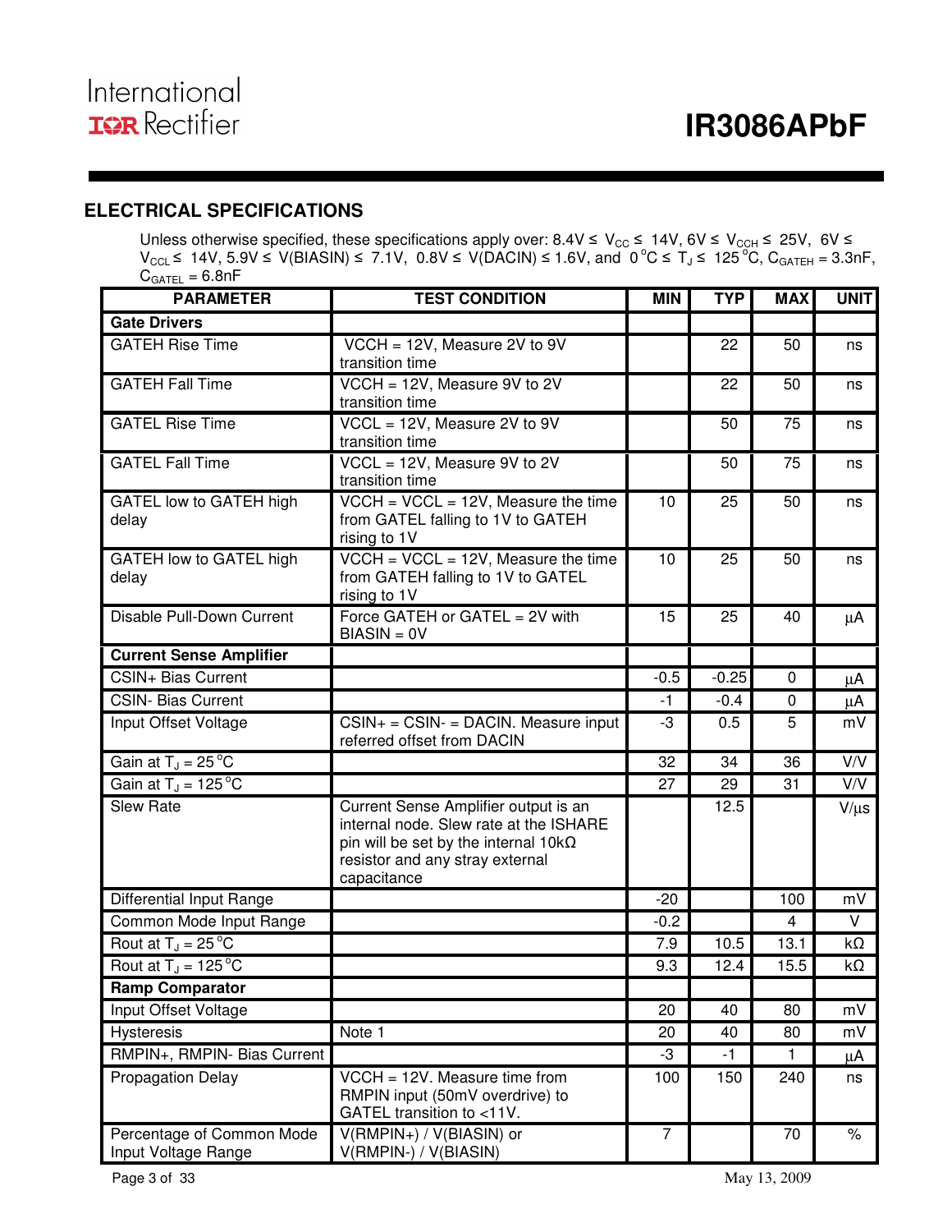## ELECTRICAL SPECIFICATIONS

Unless otherwise specified, these specifications apply over: 8.4V ≤ $V_{CC}$ ≤ 14V, 6V ≤ $V_{CCH}$ ≤ 25V, 6V ≤ $V_{CCL}$ ≤ 14V, 5.9V ≤ V(BIASIN) ≤ 7.1V, 0.8V ≤ V(DACIN) ≤ 1.6V, and 0 °C ≤ $T_J$ ≤ 125 °C, $C_{GATEH}$ = 3.3nF, $C_{GATEL}$ = 6.8nF

| PARAMETER | TEST CONDITION | MIN | TYP | MAX | UNIT |
|---|---|---|---|---|---|
| **Gate Drivers** | | | | | |
| GATEH Rise Time | VCCH = 12V, Measure 2V to 9V transition time | | 22 | 50 | ns |
| GATEH Fall Time | VCCH = 12V, Measure 9V to 2V transition time | | 22 | 50 | ns |
| GATEL Rise Time | VCCL = 12V, Measure 2V to 9V transition time | | 50 | 75 | ns |
| GATEL Fall Time | VCCL = 12V, Measure 9V to 2V transition time | | 50 | 75 | ns |
| GATEL low to GATEH high delay | VCCH = VCCL = 12V, Measure the time from GATEL falling to 1V to GATEH rising to 1V | 10 | 25 | 50 | ns |
| GATEH low to GATEL high delay | VCCH = VCCL = 12V, Measure the time from GATEH falling to 1V to GATEL rising to 1V | 10 | 25 | 50 | ns |
| Disable Pull-Down Current | Force GATEH or GATEL = 2V with BIASIN = 0V | 15 | 25 | 40 | µA |
| **Current Sense Amplifier** | | | | | |
| CSIN+ Bias Current | | -0.5 | -0.25 | 0 | µA |
| CSIN- Bias Current | | -1 | -0.4 | 0 | µA |
| Input Offset Voltage | CSIN+ = CSIN- = DACIN. Measure input referred offset from DACIN | -3 | 0.5 | 5 | mV |
| Gain at $T_J$ = 25 °C | | 32 | 34 | 36 | V/V |
| Gain at $T_J$ = 125 °C | | 27 | 29 | 31 | V/V |
| Slew Rate | Current Sense Amplifier output is an internal node. Slew rate at the ISHARE pin will be set by the internal 10kΩ resistor and any stray external capacitance | | 12.5 | | V/µs |
| Differential Input Range | | -20 | | 100 | mV |
| Common Mode Input Range | | -0.2 | | 4 | V |
| Rout at $T_J$ = 25 °C | | 7.9 | 10.5 | 13.1 | kΩ |
| Rout at $T_J$ = 125 °C | | 9.3 | 12.4 | 15.5 | kΩ |
| **Ramp Comparator** | | | | | |
| Input Offset Voltage | | 20 | 40 | 80 | mV |
| Hysteresis | Note 1 | 20 | 40 | 80 | mV |
| RMPIN+, RMPIN- Bias Current | | -3 | -1 | 1 | µA |
| Propagation Delay | VCCH = 12V. Measure time from RMPIN input (50mV overdrive) to GATEL transition to <11V. | 100 | 150 | 240 | ns |
| Percentage of Common Mode Input Voltage Range | V(RMPIN+) / V(BIASIN) or V(RMPIN-) / V(BIASIN) | 7 | | 70 | % |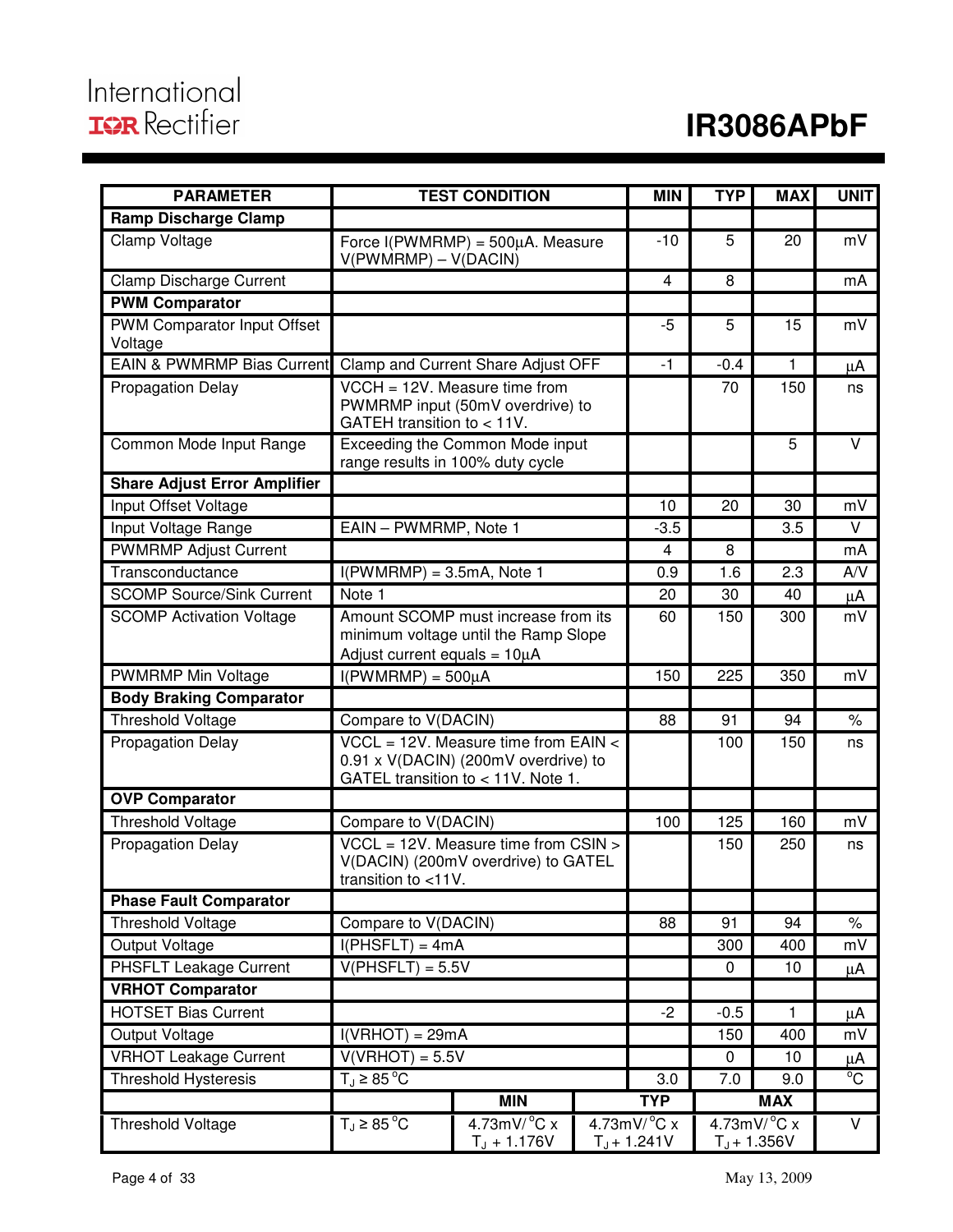| PARAMETER | TEST CONDITION | MIN | TYP | MAX | UNIT |
|---|---|---|---|---|---|
| **Ramp Discharge Clamp** | | | | | |
| Clamp Voltage | Force I(PWMRMP) = 500μA. Measure V(PWMRMP) – V(DACIN) | -10 | 5 | 20 | mV |
| Clamp Discharge Current | | 4 | 8 | | mA |
| **PWM Comparator** | | | | | |
| PWM Comparator Input Offset Voltage | | -5 | 5 | 15 | mV |
| EAIN & PWMRMP Bias Current | Clamp and Current Share Adjust OFF | -1 | -0.4 | 1 | μA |
| Propagation Delay | VCCH = 12V. Measure time from PWMRMP input (50mV overdrive) to GATEH transition to < 11V. | | 70 | 150 | ns |
| Common Mode Input Range | Exceeding the Common Mode input range results in 100% duty cycle | | | 5 | V |
| **Share Adjust Error Amplifier** | | | | | |
| Input Offset Voltage | | 10 | 20 | 30 | mV |
| Input Voltage Range | EAIN – PWMRMP, Note 1 | -3.5 | | 3.5 | V |
| PWMRMP Adjust Current | | 4 | 8 | | mA |
| Transconductance | I(PWMRMP) = 3.5mA, Note 1 | 0.9 | 1.6 | 2.3 | A/V |
| SCOMP Source/Sink Current | Note 1 | 20 | 30 | 40 | μA |
| SCOMP Activation Voltage | Amount SCOMP must increase from its minimum voltage until the Ramp Slope Adjust current equals = 10μA | 60 | 150 | 300 | mV |
| PWMRMP Min Voltage | I(PWMRMP) = 500μA | 150 | 225 | 350 | mV |
| **Body Braking Comparator** | | | | | |
| Threshold Voltage | Compare to V(DACIN) | 88 | 91 | 94 | % |
| Propagation Delay | VCCL = 12V. Measure time from EAIN < 0.91 x V(DACIN) (200mV overdrive) to GATEL transition to < 11V. Note 1. | | 100 | 150 | ns |
| **OVP Comparator** | | | | | |
| Threshold Voltage | Compare to V(DACIN) | 100 | 125 | 160 | mV |
| Propagation Delay | VCCL = 12V. Measure time from CSIN > V(DACIN) (200mV overdrive) to GATEL transition to <11V. | | 150 | 250 | ns |
| **Phase Fault Comparator** | | | | | |
| Threshold Voltage | Compare to V(DACIN) | 88 | 91 | 94 | % |
| Output Voltage | I(PHSFLT) = 4mA | | 300 | 400 | mV |
| PHSFLT Leakage Current | V(PHSFLT) = 5.5V | | 0 | 10 | μA |
| **VRHOT Comparator** | | | | | |
| HOTSET Bias Current | | -2 | -0.5 | 1 | μA |
| Output Voltage | I(VRHOT) = 29mA | | 150 | 400 | mV |
| VRHOT Leakage Current | V(VRHOT) = 5.5V | | 0 | 10 | μA |
| Threshold Hysteresis | $T_J \geq 85\,^{\circ}C$ | 3.0 | 7.0 | 9.0 | °C |

| | | MIN | TYP | MAX | |
|---|---|---|---|---|---|
| Threshold Voltage | $T_J \geq 85\,^{\circ}C$ | 4.73mV/°C x $T_J$ + 1.176V | 4.73mV/°C x $T_J$ + 1.241V | 4.73mV/°C x $T_J$ + 1.356V | V |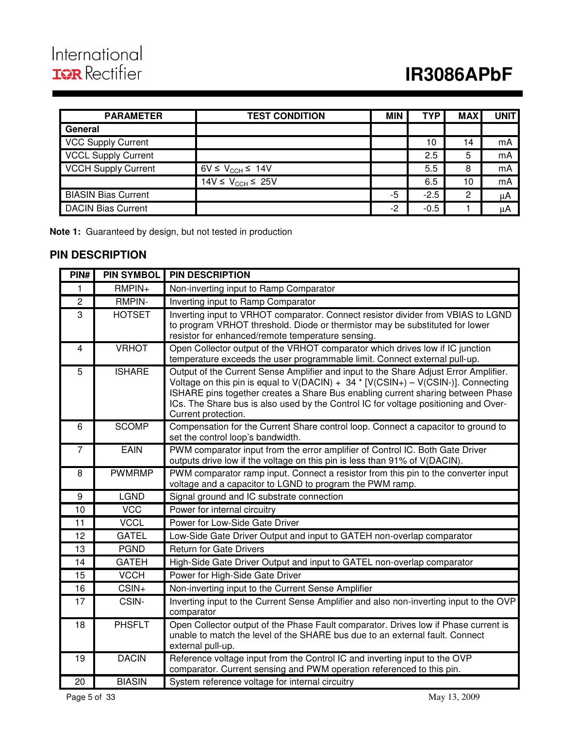| PARAMETER | TEST CONDITION | MIN | TYP | MAX | UNIT |
|---|---|---|---|---|---|
| **General** | | | | | |
| VCC Supply Current | | | 10 | 14 | mA |
| VCCL Supply Current | | | 2.5 | 5 | mA |
| VCCH Supply Current | $6V \leq V_{CCH} \leq 14V$ | | 5.5 | 8 | mA |
| | $14V \leq V_{CCH} \leq 25V$ | | 6.5 | 10 | mA |
| BIASIN Bias Current | | -5 | -2.5 | 2 | μA |
| DACIN Bias Current | | -2 | -0.5 | 1 | μA |

**Note 1:** Guaranteed by design, but not tested in production

## PIN DESCRIPTION

| PIN# | PIN SYMBOL | PIN DESCRIPTION |
|---|---|---|
| 1 | RMPIN+ | Non-inverting input to Ramp Comparator |
| 2 | RMPIN- | Inverting input to Ramp Comparator |
| 3 | HOTSET | Inverting input to VRHOT comparator. Connect resistor divider from VBIAS to LGND to program VRHOT threshold. Diode or thermistor may be substituted for lower resistor for enhanced/remote temperature sensing. |
| 4 | VRHOT | Open Collector output of the VRHOT comparator which drives low if IC junction temperature exceeds the user programmable limit. Connect external pull-up. |
| 5 | ISHARE | Output of the Current Sense Amplifier and input to the Share Adjust Error Amplifier. Voltage on this pin is equal to V(DACIN) + 34 * [V(CSIN+) – V(CSIN-)]. Connecting ISHARE pins together creates a Share Bus enabling current sharing between Phase ICs. The Share bus is also used by the Control IC for voltage positioning and Over-Current protection. |
| 6 | SCOMP | Compensation for the Current Share control loop. Connect a capacitor to ground to set the control loop's bandwidth. |
| 7 | EAIN | PWM comparator input from the error amplifier of Control IC. Both Gate Driver outputs drive low if the voltage on this pin is less than 91% of V(DACIN). |
| 8 | PWMRMP | PWM comparator ramp input. Connect a resistor from this pin to the converter input voltage and a capacitor to LGND to program the PWM ramp. |
| 9 | LGND | Signal ground and IC substrate connection |
| 10 | VCC | Power for internal circuitry |
| 11 | VCCL | Power for Low-Side Gate Driver |
| 12 | GATEL | Low-Side Gate Driver Output and input to GATEH non-overlap comparator |
| 13 | PGND | Return for Gate Drivers |
| 14 | GATEH | High-Side Gate Driver Output and input to GATEL non-overlap comparator |
| 15 | VCCH | Power for High-Side Gate Driver |
| 16 | CSIN+ | Non-inverting input to the Current Sense Amplifier |
| 17 | CSIN- | Inverting input to the Current Sense Amplifier and also non-inverting input to the OVP comparator |
| 18 | PHSFLT | Open Collector output of the Phase Fault comparator. Drives low if Phase current is unable to match the level of the SHARE bus due to an external fault. Connect external pull-up. |
| 19 | DACIN | Reference voltage input from the Control IC and inverting input to the OVP comparator. Current sensing and PWM operation referenced to this pin. |
| 20 | BIASIN | System reference voltage for internal circuitry |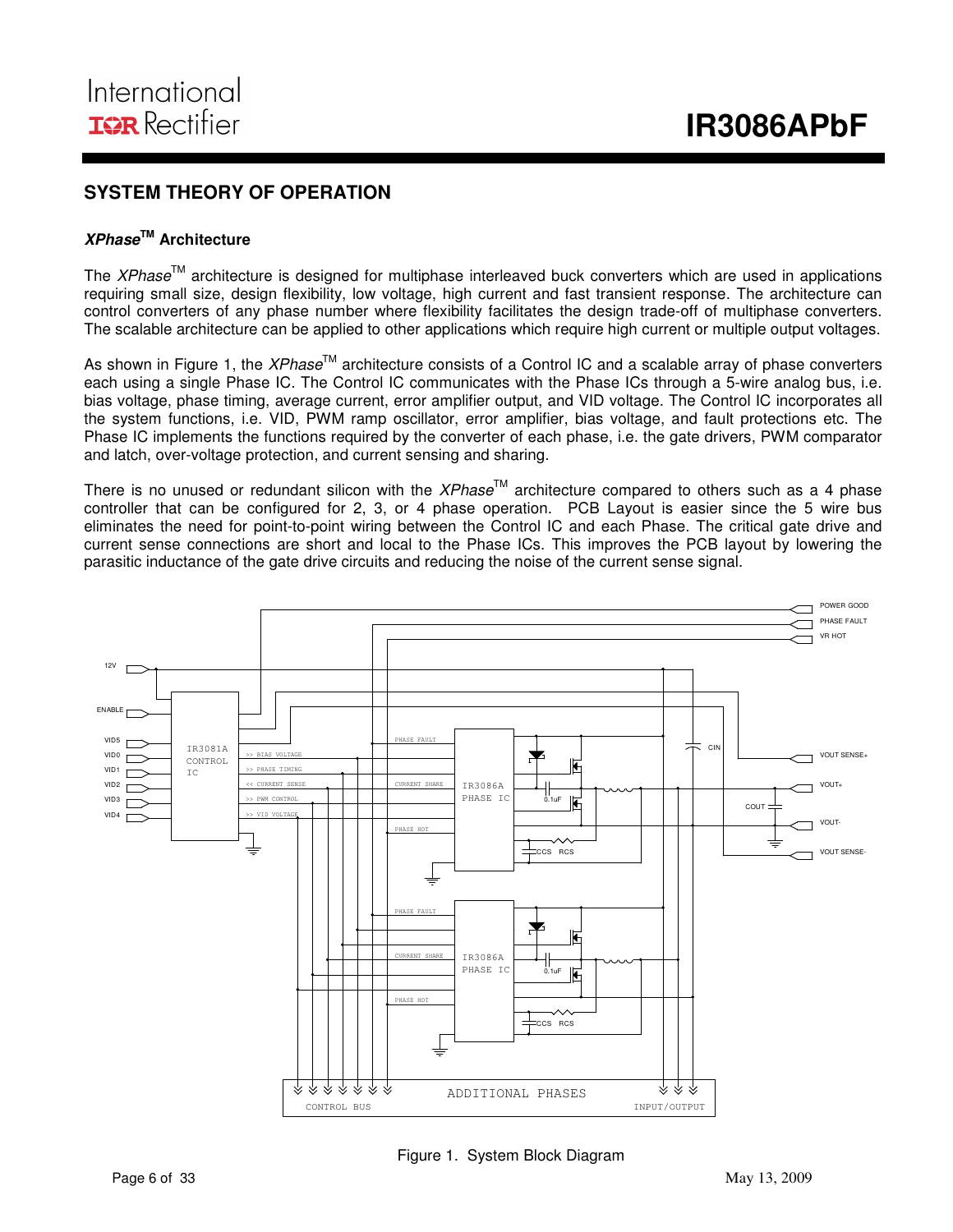## SYSTEM THEORY OF OPERATION

### *XPhase*™ Architecture

The *XPhase*™ architecture is designed for multiphase interleaved buck converters which are used in applications requiring small size, design flexibility, low voltage, high current and fast transient response. The architecture can control converters of any phase number where flexibility facilitates the design trade-off of multiphase converters. The scalable architecture can be applied to other applications which require high current or multiple output voltages.

As shown in Figure 1, the *XPhase*™ architecture consists of a Control IC and a scalable array of phase converters each using a single Phase IC. The Control IC communicates with the Phase ICs through a 5-wire analog bus, i.e. bias voltage, phase timing, average current, error amplifier output, and VID voltage. The Control IC incorporates all the system functions, i.e. VID, PWM ramp oscillator, error amplifier, bias voltage, and fault protections etc. The Phase IC implements the functions required by the converter of each phase, i.e. the gate drivers, PWM comparator and latch, over-voltage protection, and current sensing and sharing.

There is no unused or redundant silicon with the *XPhase*™ architecture compared to others such as a 4 phase controller that can be configured for 2, 3, or 4 phase operation. PCB Layout is easier since the 5 wire bus eliminates the need for point-to-point wiring between the Control IC and each Phase. The critical gate drive and current sense connections are short and local to the Phase ICs. This improves the PCB layout by lowering the parasitic inductance of the gate drive circuits and reducing the noise of the current sense signal.

Figure 1. System Block Diagram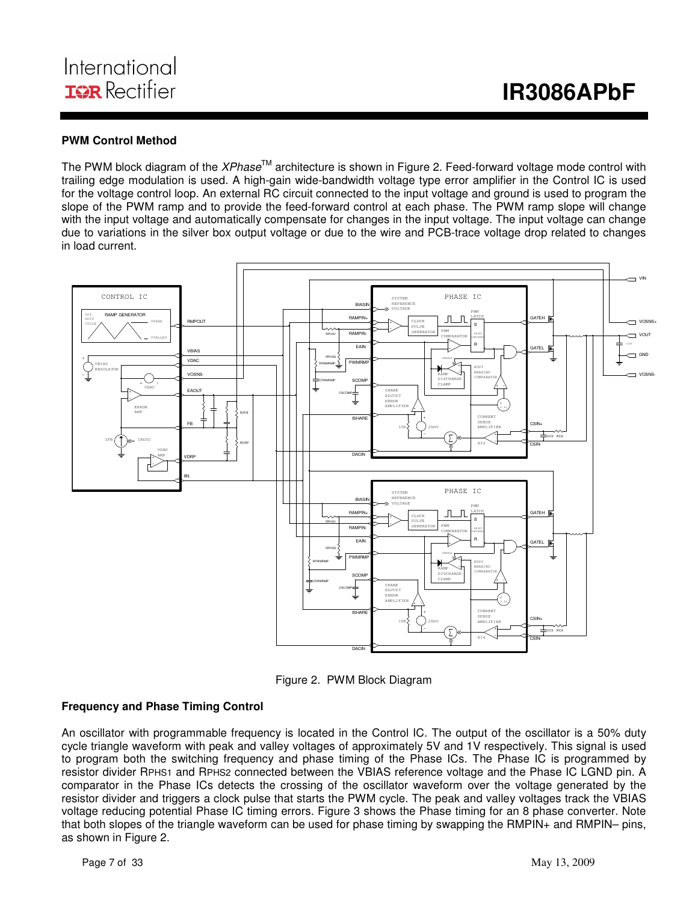## PWM Control Method

The PWM block diagram of the *XPhase*™ architecture is shown in Figure 2. Feed-forward voltage mode control with trailing edge modulation is used. A high-gain wide-bandwidth voltage type error amplifier in the Control IC is used for the voltage control loop. An external RC circuit connected to the input voltage and ground is used to program the slope of the PWM ramp and to provide the feed-forward control at each phase. The PWM ramp slope will change with the input voltage and automatically compensate for changes in the input voltage. The input voltage can change due to variations in the silver box output voltage or due to the wire and PCB-trace voltage drop related to changes in load current.

Figure 2. PWM Block Diagram

## Frequency and Phase Timing Control

An oscillator with programmable frequency is located in the Control IC. The output of the oscillator is a 50% duty cycle triangle waveform with peak and valley voltages of approximately 5V and 1V respectively. This signal is used to program both the switching frequency and phase timing of the Phase ICs. The Phase IC is programmed by resistor divider $R_{PHS1}$ and $R_{PHS2}$ connected between the VBIAS reference voltage and the Phase IC LGND pin. A comparator in the Phase ICs detects the crossing of the oscillator waveform over the voltage generated by the resistor divider and triggers a clock pulse that starts the PWM cycle. The peak and valley voltages track the VBIAS voltage reducing potential Phase IC timing errors. Figure 3 shows the Phase timing for an 8 phase converter. Note that both slopes of the triangle waveform can be used for phase timing by swapping the RMPIN+ and RMPIN– pins, as shown in Figure 2.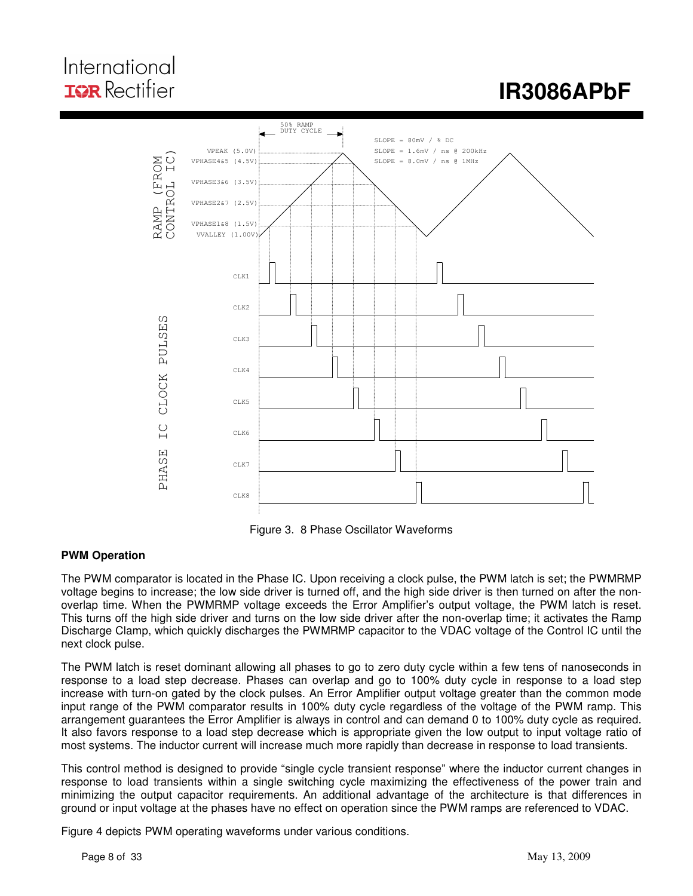Figure 3. 8 Phase Oscillator Waveforms

**PWM Operation**

The PWM comparator is located in the Phase IC. Upon receiving a clock pulse, the PWM latch is set; the PWMRMP voltage begins to increase; the low side driver is turned off, and the high side driver is then turned on after the non-overlap time. When the PWMRMP voltage exceeds the Error Amplifier's output voltage, the PWM latch is reset. This turns off the high side driver and turns on the low side driver after the non-overlap time; it activates the Ramp Discharge Clamp, which quickly discharges the PWMRMP capacitor to the VDAC voltage of the Control IC until the next clock pulse.

The PWM latch is reset dominant allowing all phases to go to zero duty cycle within a few tens of nanoseconds in response to a load step decrease. Phases can overlap and go to 100% duty cycle in response to a load step increase with turn-on gated by the clock pulses. An Error Amplifier output voltage greater than the common mode input range of the PWM comparator results in 100% duty cycle regardless of the voltage of the PWM ramp. This arrangement guarantees the Error Amplifier is always in control and can demand 0 to 100% duty cycle as required. It also favors response to a load step decrease which is appropriate given the low output to input voltage ratio of most systems. The inductor current will increase much more rapidly than decrease in response to load transients.

This control method is designed to provide "single cycle transient response" where the inductor current changes in response to load transients within a single switching cycle maximizing the effectiveness of the power train and minimizing the output capacitor requirements. An additional advantage of the architecture is that differences in ground or input voltage at the phases have no effect on operation since the PWM ramps are referenced to VDAC.

Figure 4 depicts PWM operating waveforms under various conditions.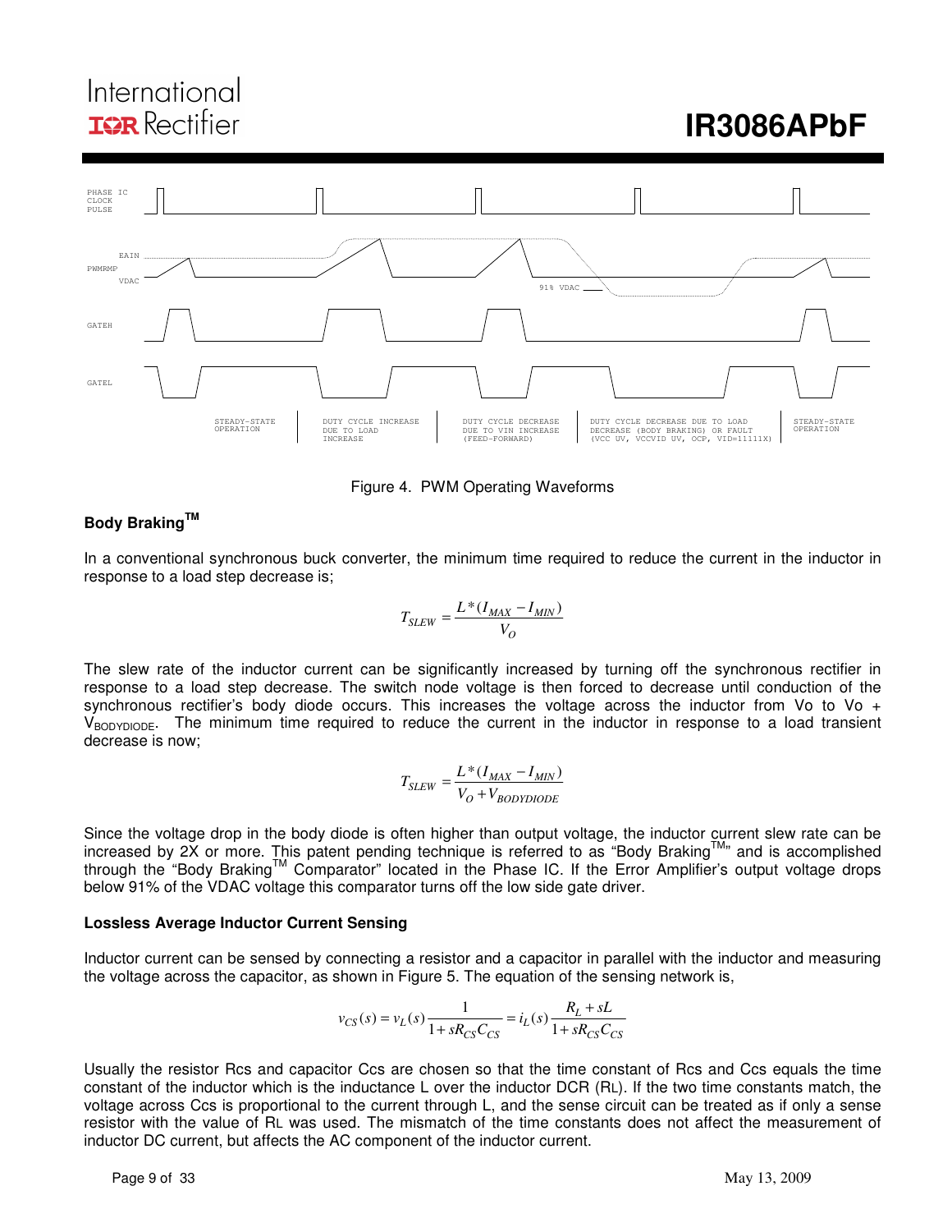Figure 4. PWM Operating Waveforms

## Body Braking™

In a conventional synchronous buck converter, the minimum time required to reduce the current in the inductor in response to a load step decrease is;

$$T_{SLEW} = \frac{L*(I_{MAX} - I_{MIN})}{V_O}$$

The slew rate of the inductor current can be significantly increased by turning off the synchronous rectifier in response to a load step decrease. The switch node voltage is then forced to decrease until conduction of the synchronous rectifier's body diode occurs. This increases the voltage across the inductor from Vo to Vo + $V_{BODYDIODE}$. The minimum time required to reduce the current in the inductor in response to a load transient decrease is now;

$$T_{SLEW} = \frac{L*(I_{MAX} - I_{MIN})}{V_O + V_{BODYDIODE}}$$

Since the voltage drop in the body diode is often higher than output voltage, the inductor current slew rate can be increased by 2X or more. This patent pending technique is referred to as "Body Braking™" and is accomplished through the "Body Braking™ Comparator" located in the Phase IC. If the Error Amplifier's output voltage drops below 91% of the VDAC voltage this comparator turns off the low side gate driver.

## Lossless Average Inductor Current Sensing

Inductor current can be sensed by connecting a resistor and a capacitor in parallel with the inductor and measuring the voltage across the capacitor, as shown in Figure 5. The equation of the sensing network is,

$$v_{CS}(s) = v_L(s)\frac{1}{1+sR_{CS}C_{CS}} = i_L(s)\frac{R_L + sL}{1+sR_{CS}C_{CS}}$$

Usually the resistor Rcs and capacitor Ccs are chosen so that the time constant of Rcs and Ccs equals the time constant of the inductor which is the inductance L over the inductor DCR ($R_L$). If the two time constants match, the voltage across Ccs is proportional to the current through L, and the sense circuit can be treated as if only a sense resistor with the value of $R_L$ was used. The mismatch of the time constants does not affect the measurement of inductor DC current, but affects the AC component of the inductor current.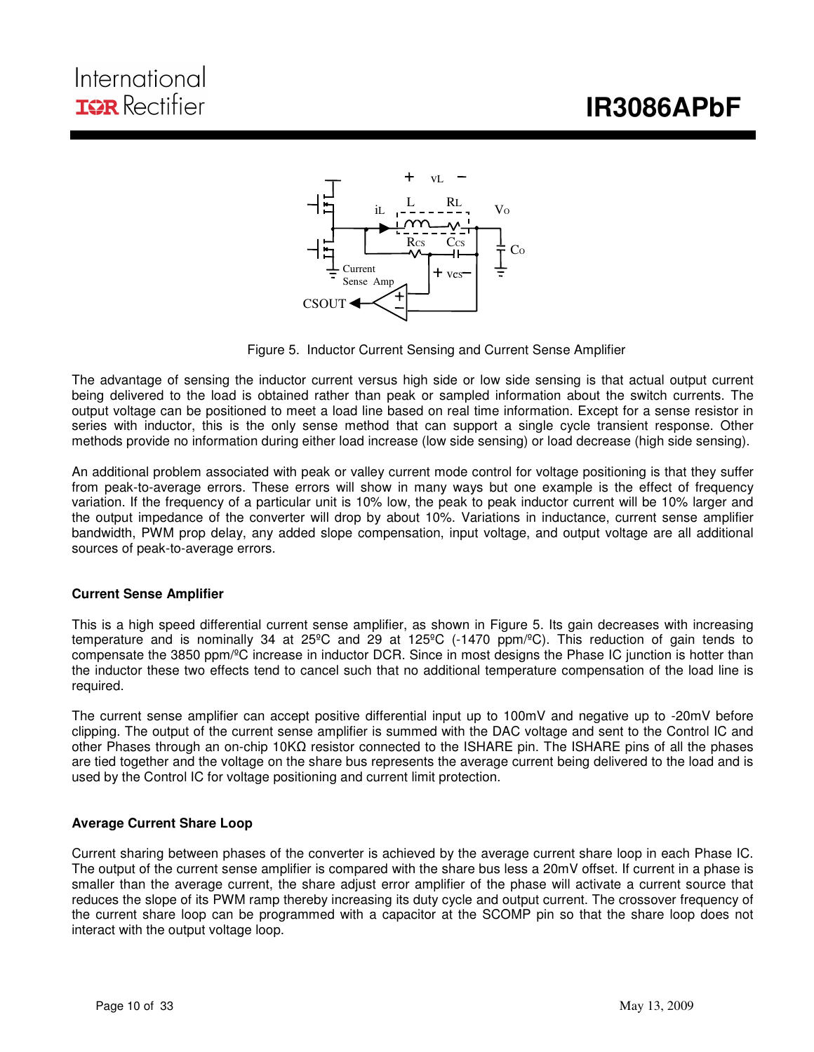Figure 5. Inductor Current Sensing and Current Sense Amplifier

The advantage of sensing the inductor current versus high side or low side sensing is that actual output current being delivered to the load is obtained rather than peak or sampled information about the switch currents. The output voltage can be positioned to meet a load line based on real time information. Except for a sense resistor in series with inductor, this is the only sense method that can support a single cycle transient response. Other methods provide no information during either load increase (low side sensing) or load decrease (high side sensing).

An additional problem associated with peak or valley current mode control for voltage positioning is that they suffer from peak-to-average errors. These errors will show in many ways but one example is the effect of frequency variation. If the frequency of a particular unit is 10% low, the peak to peak inductor current will be 10% larger and the output impedance of the converter will drop by about 10%. Variations in inductance, current sense amplifier bandwidth, PWM prop delay, any added slope compensation, input voltage, and output voltage are all additional sources of peak-to-average errors.

### Current Sense Amplifier

This is a high speed differential current sense amplifier, as shown in Figure 5. Its gain decreases with increasing temperature and is nominally 34 at 25ºC and 29 at 125ºC (-1470 ppm/ºC). This reduction of gain tends to compensate the 3850 ppm/ºC increase in inductor DCR. Since in most designs the Phase IC junction is hotter than the inductor these two effects tend to cancel such that no additional temperature compensation of the load line is required.

The current sense amplifier can accept positive differential input up to 100mV and negative up to -20mV before clipping. The output of the current sense amplifier is summed with the DAC voltage and sent to the Control IC and other Phases through an on-chip 10KΩ resistor connected to the ISHARE pin. The ISHARE pins of all the phases are tied together and the voltage on the share bus represents the average current being delivered to the load and is used by the Control IC for voltage positioning and current limit protection.

### Average Current Share Loop

Current sharing between phases of the converter is achieved by the average current share loop in each Phase IC. The output of the current sense amplifier is compared with the share bus less a 20mV offset. If current in a phase is smaller than the average current, the share adjust error amplifier of the phase will activate a current source that reduces the slope of its PWM ramp thereby increasing its duty cycle and output current. The crossover frequency of the current share loop can be programmed with a capacitor at the SCOMP pin so that the share loop does not interact with the output voltage loop.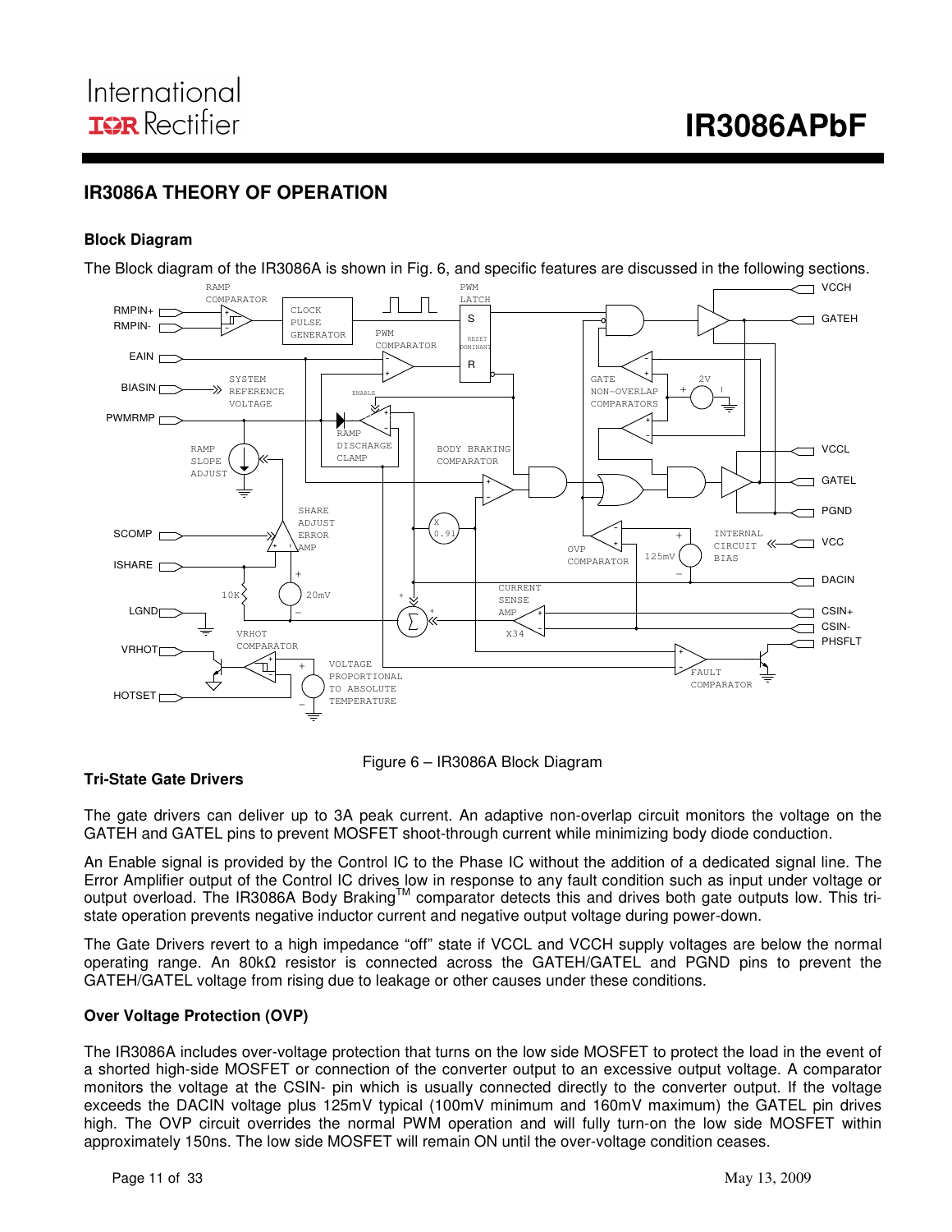## IR3086A THEORY OF OPERATION

### Block Diagram

The Block diagram of the IR3086A is shown in Fig. 6, and specific features are discussed in the following sections.

Figure 6 – IR3086A Block Diagram

### Tri-State Gate Drivers

The gate drivers can deliver up to 3A peak current. An adaptive non-overlap circuit monitors the voltage on the GATEH and GATEL pins to prevent MOSFET shoot-through current while minimizing body diode conduction.

An Enable signal is provided by the Control IC to the Phase IC without the addition of a dedicated signal line. The Error Amplifier output of the Control IC drives low in response to any fault condition such as input under voltage or output overload. The IR3086A Body Braking[TM] comparator detects this and drives both gate outputs low. This tri-state operation prevents negative inductor current and negative output voltage during power-down.

The Gate Drivers revert to a high impedance "off" state if VCCL and VCCH supply voltages are below the normal operating range. An 80kΩ resistor is connected across the GATEH/GATEL and PGND pins to prevent the GATEH/GATEL voltage from rising due to leakage or other causes under these conditions.

### Over Voltage Protection (OVP)

The IR3086A includes over-voltage protection that turns on the low side MOSFET to protect the load in the event of a shorted high-side MOSFET or connection of the converter output to an excessive output voltage. A comparator monitors the voltage at the CSIN- pin which is usually connected directly to the converter output. If the voltage exceeds the DACIN voltage plus 125mV typical (100mV minimum and 160mV maximum) the GATEL pin drives high. The OVP circuit overrides the normal PWM operation and will fully turn-on the low side MOSFET within approximately 150ns. The low side MOSFET will remain ON until the over-voltage condition ceases.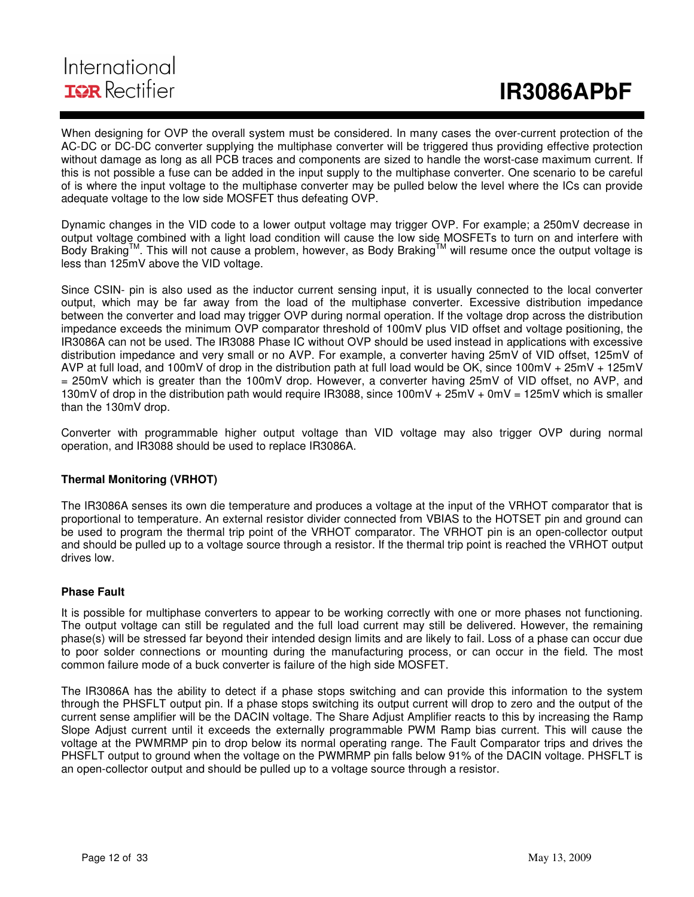When designing for OVP the overall system must be considered. In many cases the over-current protection of the AC-DC or DC-DC converter supplying the multiphase converter will be triggered thus providing effective protection without damage as long as all PCB traces and components are sized to handle the worst-case maximum current. If this is not possible a fuse can be added in the input supply to the multiphase converter. One scenario to be careful of is where the input voltage to the multiphase converter may be pulled below the level where the ICs can provide adequate voltage to the low side MOSFET thus defeating OVP.

Dynamic changes in the VID code to a lower output voltage may trigger OVP. For example; a 250mV decrease in output voltage combined with a light load condition will cause the low side MOSFETs to turn on and interfere with Body Braking™. This will not cause a problem, however, as Body Braking™ will resume once the output voltage is less than 125mV above the VID voltage.

Since CSIN- pin is also used as the inductor current sensing input, it is usually connected to the local converter output, which may be far away from the load of the multiphase converter. Excessive distribution impedance between the converter and load may trigger OVP during normal operation. If the voltage drop across the distribution impedance exceeds the minimum OVP comparator threshold of 100mV plus VID offset and voltage positioning, the IR3086A can not be used. The IR3088 Phase IC without OVP should be used instead in applications with excessive distribution impedance and very small or no AVP. For example, a converter having 25mV of VID offset, 125mV of AVP at full load, and 100mV of drop in the distribution path at full load would be OK, since 100mV + 25mV + 125mV = 250mV which is greater than the 100mV drop. However, a converter having 25mV of VID offset, no AVP, and 130mV of drop in the distribution path would require IR3088, since 100mV + 25mV + 0mV = 125mV which is smaller than the 130mV drop.

Converter with programmable higher output voltage than VID voltage may also trigger OVP during normal operation, and IR3088 should be used to replace IR3086A.

**Thermal Monitoring (VRHOT)**

The IR3086A senses its own die temperature and produces a voltage at the input of the VRHOT comparator that is proportional to temperature. An external resistor divider connected from VBIAS to the HOTSET pin and ground can be used to program the thermal trip point of the VRHOT comparator. The VRHOT pin is an open-collector output and should be pulled up to a voltage source through a resistor. If the thermal trip point is reached the VRHOT output drives low.

**Phase Fault**

It is possible for multiphase converters to appear to be working correctly with one or more phases not functioning. The output voltage can still be regulated and the full load current may still be delivered. However, the remaining phase(s) will be stressed far beyond their intended design limits and are likely to fail. Loss of a phase can occur due to poor solder connections or mounting during the manufacturing process, or can occur in the field. The most common failure mode of a buck converter is failure of the high side MOSFET.

The IR3086A has the ability to detect if a phase stops switching and can provide this information to the system through the PHSFLT output pin. If a phase stops switching its output current will drop to zero and the output of the current sense amplifier will be the DACIN voltage. The Share Adjust Amplifier reacts to this by increasing the Ramp Slope Adjust current until it exceeds the externally programmable PWM Ramp bias current. This will cause the voltage at the PWMRMP pin to drop below its normal operating range. The Fault Comparator trips and drives the PHSFLT output to ground when the voltage on the PWMRMP pin falls below 91% of the DACIN voltage. PHSFLT is an open-collector output and should be pulled up to a voltage source through a resistor.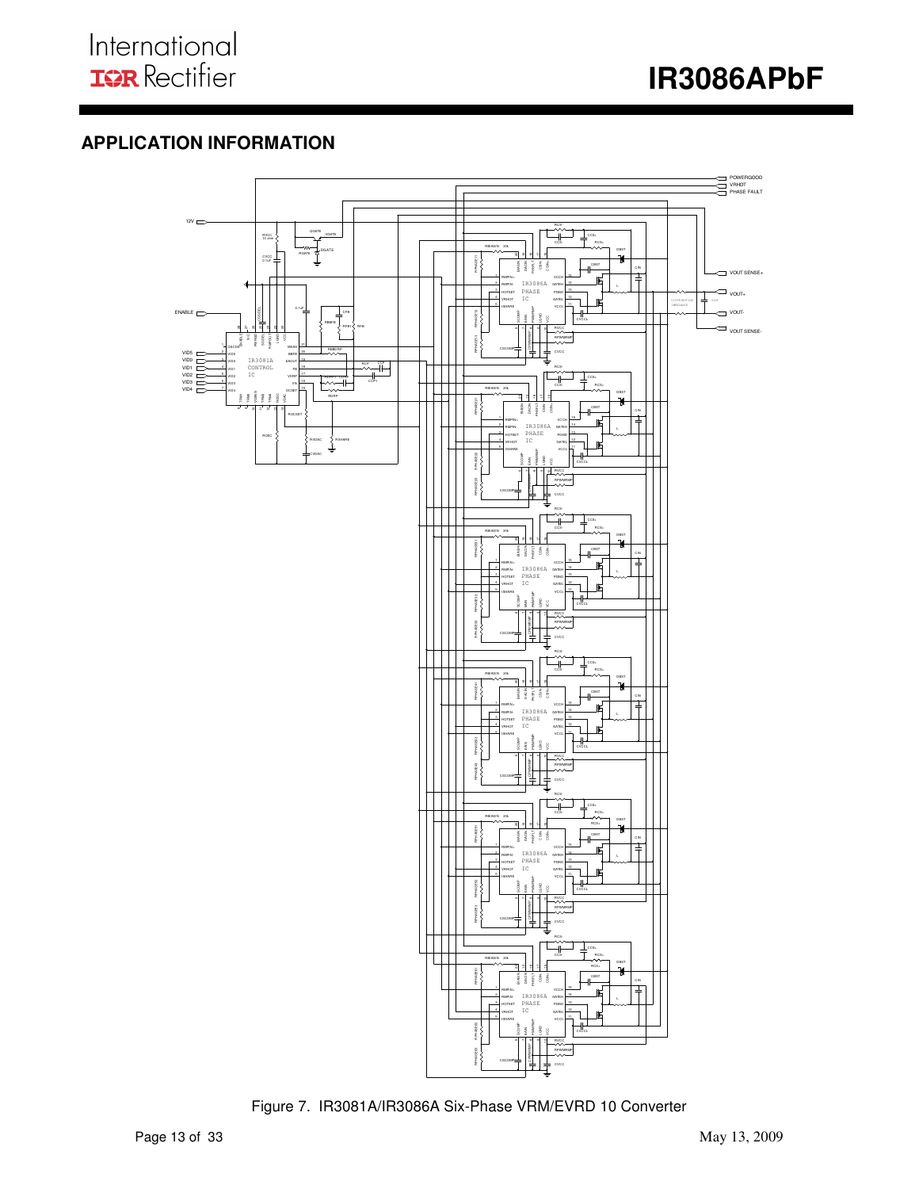## APPLICATION INFORMATION

Figure 7. IR3081A/IR3086A Six-Phase VRM/EVRD 10 Converter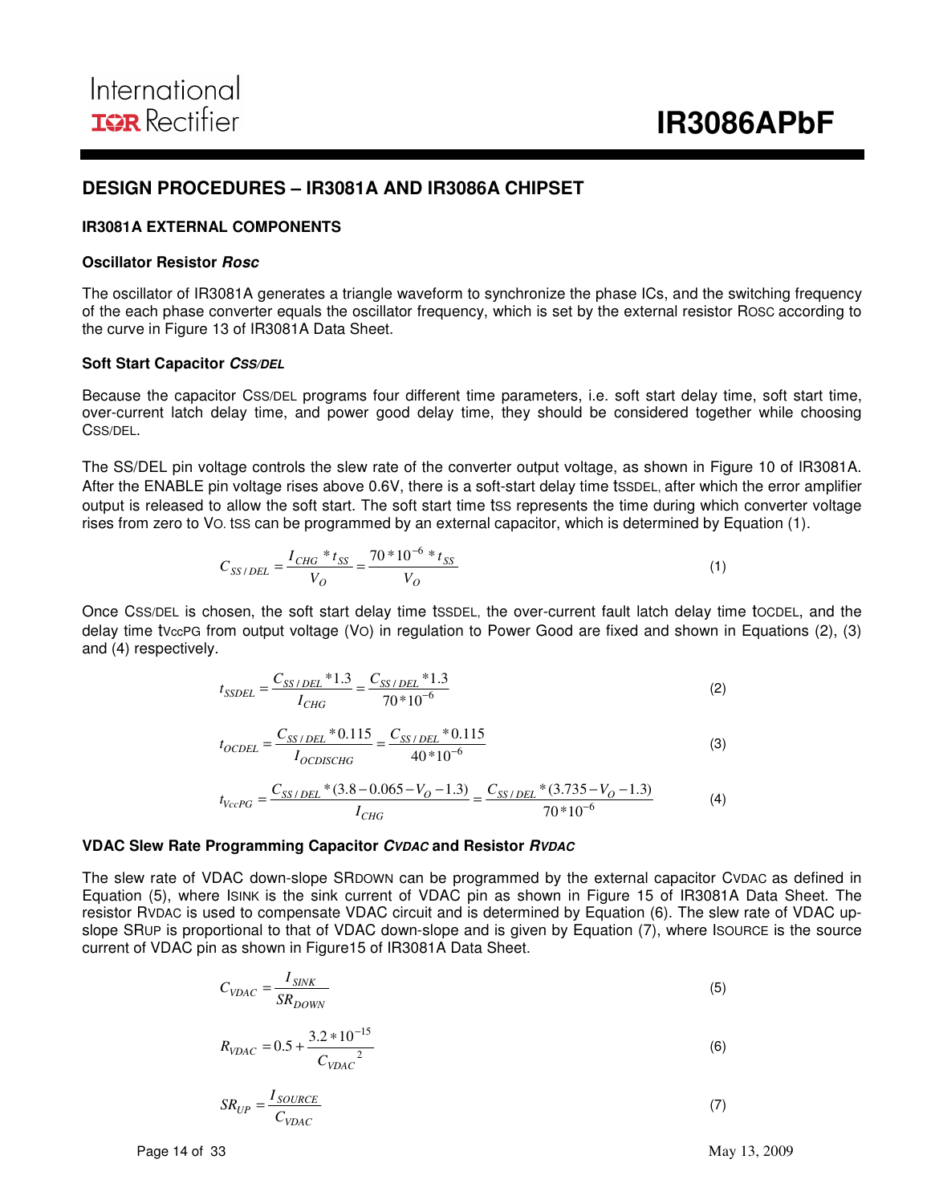## DESIGN PROCEDURES – IR3081A AND IR3086A CHIPSET

### IR3081A EXTERNAL COMPONENTS

#### Oscillator Resistor *Rosc*

The oscillator of IR3081A generates a triangle waveform to synchronize the phase ICs, and the switching frequency of the each phase converter equals the oscillator frequency, which is set by the external resistor $R_{OSC}$ according to the curve in Figure 13 of IR3081A Data Sheet.

#### Soft Start Capacitor $C_{SS/DEL}$

Because the capacitor $C_{SS/DEL}$ programs four different time parameters, i.e. soft start delay time, soft start time, over-current latch delay time, and power good delay time, they should be considered together while choosing $C_{SS/DEL}$.

The SS/DEL pin voltage controls the slew rate of the converter output voltage, as shown in Figure 10 of IR3081A. After the ENABLE pin voltage rises above 0.6V, there is a soft-start delay time $t_{SSDEL}$, after which the error amplifier output is released to allow the soft start. The soft start time $t_{SS}$ represents the time during which converter voltage rises from zero to $V_O$. $t_{SS}$ can be programmed by an external capacitor, which is determined by Equation (1).

$$C_{SS/DEL} = \frac{I_{CHG} * t_{SS}}{V_O} = \frac{70*10^{-6} * t_{SS}}{V_O} \tag{1}$$

Once $C_{SS/DEL}$ is chosen, the soft start delay time $t_{SSDEL}$, the over-current fault latch delay time $t_{OCDEL}$, and the delay time $t_{VccPG}$ from output voltage ($V_O$) in regulation to Power Good are fixed and shown in Equations (2), (3) and (4) respectively.

$$t_{SSDEL} = \frac{C_{SS/DEL} * 1.3}{I_{CHG}} = \frac{C_{SS/DEL} * 1.3}{70*10^{-6}} \tag{2}$$

$$t_{OCDEL} = \frac{C_{SS/DEL} * 0.115}{I_{OCDISCHG}} = \frac{C_{SS/DEL} * 0.115}{40*10^{-6}} \tag{3}$$

$$t_{VccPG} = \frac{C_{SS/DEL} * (3.8 - 0.065 - V_O - 1.3)}{I_{CHG}} = \frac{C_{SS/DEL} * (3.735 - V_O - 1.3)}{70*10^{-6}} \tag{4}$$

#### VDAC Slew Rate Programming Capacitor $C_{VDAC}$ and Resistor $R_{VDAC}$

The slew rate of VDAC down-slope $SR_{DOWN}$ can be programmed by the external capacitor $C_{VDAC}$ as defined in Equation (5), where $I_{SINK}$ is the sink current of VDAC pin as shown in Figure 15 of IR3081A Data Sheet. The resistor $R_{VDAC}$ is used to compensate VDAC circuit and is determined by Equation (6). The slew rate of VDAC up-slope $SR_{UP}$ is proportional to that of VDAC down-slope and is given by Equation (7), where $I_{SOURCE}$ is the source current of VDAC pin as shown in Figure15 of IR3081A Data Sheet.

$$C_{VDAC} = \frac{I_{SINK}}{SR_{DOWN}} \tag{5}$$

$$R_{VDAC} = 0.5 + \frac{3.2*10^{-15}}{C_{VDAC}^{\ 2}} \tag{6}$$

$$SR_{UP} = \frac{I_{SOURCE}}{C_{VDAC}} \tag{7}$$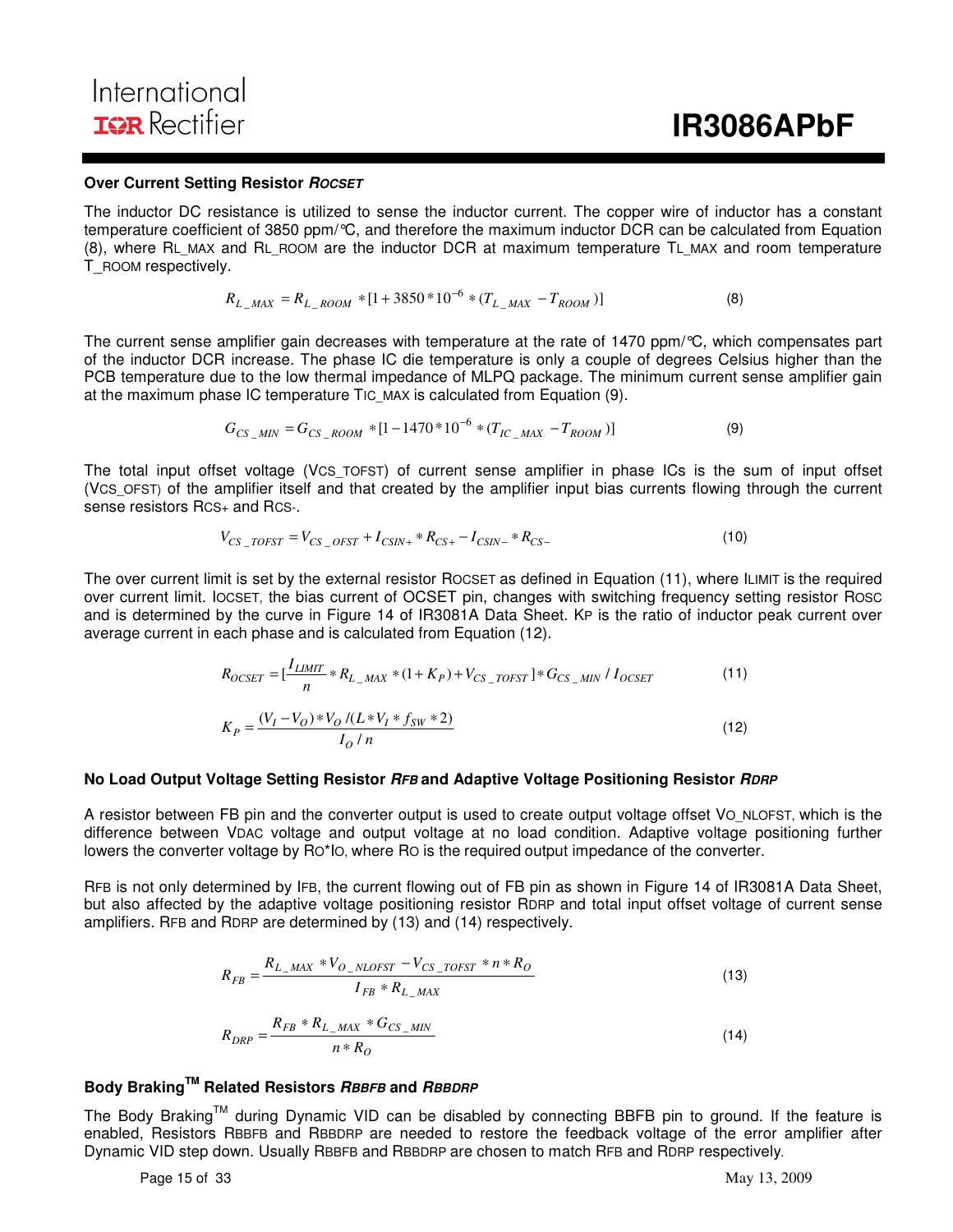### Over Current Setting Resistor $R_{OCSET}$

The inductor DC resistance is utilized to sense the inductor current. The copper wire of inductor has a constant temperature coefficient of 3850 ppm/°C, and therefore the maximum inductor DCR can be calculated from Equation (8), where $R_{L\_MAX}$ and $R_{L\_ROOM}$ are the inductor DCR at maximum temperature $T_{L\_MAX}$ and room temperature $T_{\_ROOM}$ respectively.

$$R_{L\_MAX} = R_{L\_ROOM} * [1 + 3850 * 10^{-6} * (T_{L\_MAX} - T_{ROOM})] \tag{8}$$

The current sense amplifier gain decreases with temperature at the rate of 1470 ppm/°C, which compensates part of the inductor DCR increase. The phase IC die temperature is only a couple of degrees Celsius higher than the PCB temperature due to the low thermal impedance of MLPQ package. The minimum current sense amplifier gain at the maximum phase IC temperature $T_{IC\_MAX}$ is calculated from Equation (9).

$$G_{CS\_MIN} = G_{CS\_ROOM} * [1 - 1470 * 10^{-6} * (T_{IC\_MAX} - T_{ROOM})] \tag{9}$$

The total input offset voltage ($V_{CS\_TOFST}$) of current sense amplifier in phase ICs is the sum of input offset ($V_{CS\_OFST}$) of the amplifier itself and that created by the amplifier input bias currents flowing through the current sense resistors $R_{CS+}$ and $R_{CS-}$.

$$V_{CS\_TOFST} = V_{CS\_OFST} + I_{CSIN+} * R_{CS+} - I_{CSIN-} * R_{CS-} \tag{10}$$

The over current limit is set by the external resistor $R_{OCSET}$ as defined in Equation (11), where $I_{LIMIT}$ is the required over current limit. $I_{OCSET}$, the bias current of OCSET pin, changes with switching frequency setting resistor $R_{OSC}$ and is determined by the curve in Figure 14 of IR3081A Data Sheet. $K_P$ is the ratio of inductor peak current over average current in each phase and is calculated from Equation (12).

$$R_{OCSET} = [\frac{I_{LIMIT}}{n} * R_{L\_MAX} * (1 + K_P) + V_{CS\_TOFST}] * G_{CS\_MIN} / I_{OCSET} \tag{11}$$

$$K_P = \frac{(V_I - V_O) * V_O / (L * V_I * f_{SW} * 2)}{I_O / n} \tag{12}$$

### No Load Output Voltage Setting Resistor $R_{FB}$ and Adaptive Voltage Positioning Resistor $R_{DRP}$

A resistor between FB pin and the converter output is used to create output voltage offset $V_{O\_NLOFST}$, which is the difference between $V_{DAC}$ voltage and output voltage at no load condition. Adaptive voltage positioning further lowers the converter voltage by $R_O*I_O$, where $R_O$ is the required output impedance of the converter.

$R_{FB}$ is not only determined by $I_{FB}$, the current flowing out of FB pin as shown in Figure 14 of IR3081A Data Sheet, but also affected by the adaptive voltage positioning resistor $R_{DRP}$ and total input offset voltage of current sense amplifiers. $R_{FB}$ and $R_{DRP}$ are determined by (13) and (14) respectively.

$$R_{FB} = \frac{R_{L\_MAX} * V_{O\_NLOFST} - V_{CS\_TOFST} * n * R_O}{I_{FB} * R_{L\_MAX}} \tag{13}$$

$$R_{DRP} = \frac{R_{FB} * R_{L\_MAX} * G_{CS\_MIN}}{n * R_O} \tag{14}$$

### Body Braking[TM] Related Resistors $R_{BBFB}$ and $R_{BBDRP}$

The Body Braking[TM] during Dynamic VID can be disabled by connecting BBFB pin to ground. If the feature is enabled, Resistors $R_{BBFB}$ and $R_{BBDRP}$ are needed to restore the feedback voltage of the error amplifier after Dynamic VID step down. Usually $R_{BBFB}$ and $R_{BBDRP}$ are chosen to match $R_{FB}$ and $R_{DRP}$ respectively.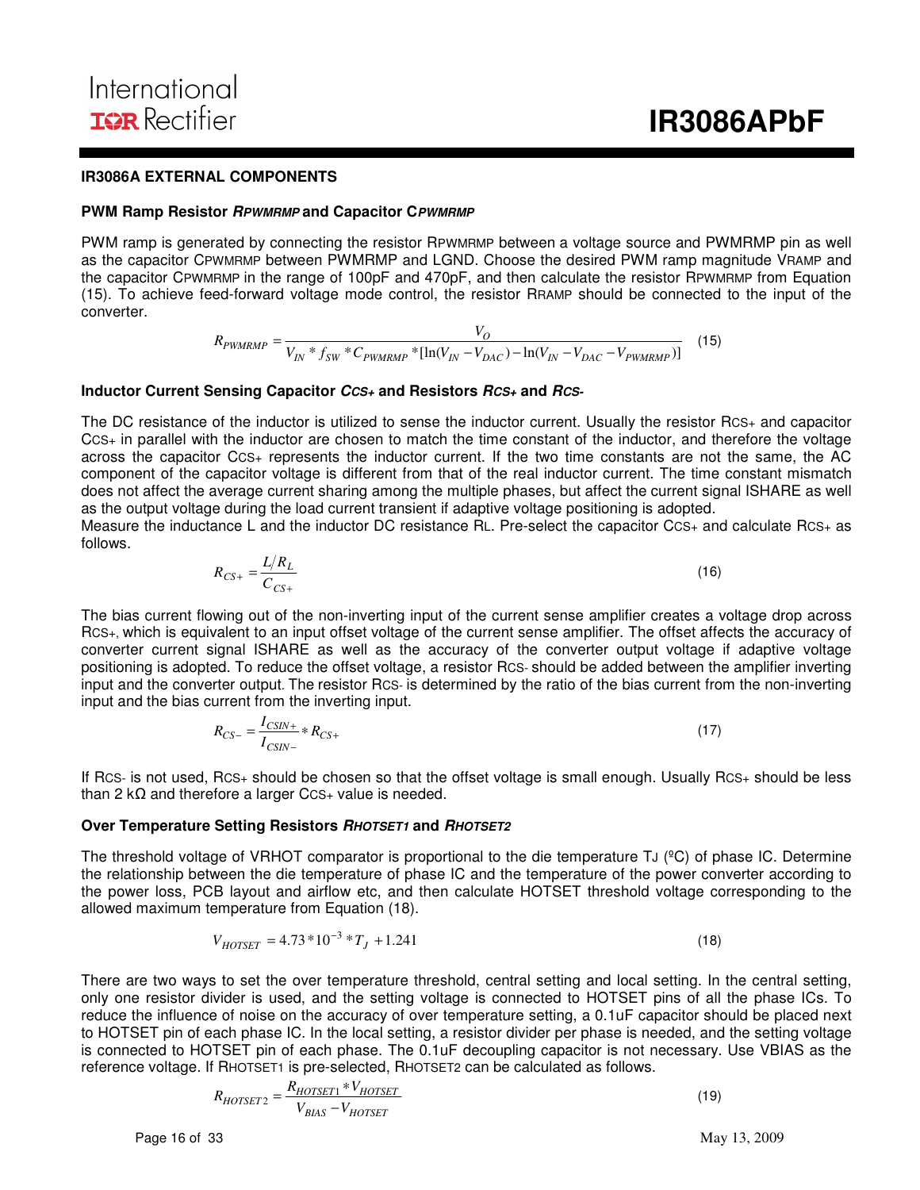## IR3086A EXTERNAL COMPONENTS

### PWM Ramp Resistor $R_{PWMRMP}$ and Capacitor $C_{PWMRMP}$

PWM ramp is generated by connecting the resistor $R_{PWMRMP}$ between a voltage source and PWMRMP pin as well as the capacitor $C_{PWMRMP}$ between PWMRMP and LGND. Choose the desired PWM ramp magnitude $V_{RAMP}$ and the capacitor $C_{PWMRMP}$ in the range of 100pF and 470pF, and then calculate the resistor $R_{PWMRMP}$ from Equation (15). To achieve feed-forward voltage mode control, the resistor $R_{RAMP}$ should be connected to the input of the converter.

$$R_{PWMRMP} = \frac{V_O}{V_{IN} * f_{SW} * C_{PWMRMP} * [\ln(V_{IN} - V_{DAC}) - \ln(V_{IN} - V_{DAC} - V_{PWMRMP})]} \quad (15)$$

### Inductor Current Sensing Capacitor $C_{CS+}$ and Resistors $R_{CS+}$ and $R_{CS-}$

The DC resistance of the inductor is utilized to sense the inductor current. Usually the resistor $R_{CS+}$ and capacitor $C_{CS+}$ in parallel with the inductor are chosen to match the time constant of the inductor, and therefore the voltage across the capacitor $C_{CS+}$ represents the inductor current. If the two time constants are not the same, the AC component of the capacitor voltage is different from that of the real inductor current. The time constant mismatch does not affect the average current sharing among the multiple phases, but affect the current signal ISHARE as well as the output voltage during the load current transient if adaptive voltage positioning is adopted.

Measure the inductance L and the inductor DC resistance $R_L$. Pre-select the capacitor $C_{CS+}$ and calculate $R_{CS+}$ as follows.

$$R_{CS+} = \frac{L/R_L}{C_{CS+}} \quad (16)$$

The bias current flowing out of the non-inverting input of the current sense amplifier creates a voltage drop across $R_{CS+}$, which is equivalent to an input offset voltage of the current sense amplifier. The offset affects the accuracy of converter current signal ISHARE as well as the accuracy of the converter output voltage if adaptive voltage positioning is adopted. To reduce the offset voltage, a resistor $R_{CS-}$ should be added between the amplifier inverting input and the converter output. The resistor $R_{CS-}$ is determined by the ratio of the bias current from the non-inverting input and the bias current from the inverting input.

$$R_{CS-} = \frac{I_{CSIN+}}{I_{CSIN-}} * R_{CS+} \quad (17)$$

If $R_{CS-}$ is not used, $R_{CS+}$ should be chosen so that the offset voltage is small enough. Usually $R_{CS+}$ should be less than 2 kΩ and therefore a larger $C_{CS+}$ value is needed.

### Over Temperature Setting Resistors $R_{HOTSET1}$ and $R_{HOTSET2}$

The threshold voltage of VRHOT comparator is proportional to the die temperature $T_J$ (ºC) of phase IC. Determine the relationship between the die temperature of phase IC and the temperature of the power converter according to the power loss, PCB layout and airflow etc, and then calculate HOTSET threshold voltage corresponding to the allowed maximum temperature from Equation (18).

$$V_{HOTSET} = 4.73 * 10^{-3} * T_J + 1.241 \quad (18)$$

There are two ways to set the over temperature threshold, central setting and local setting. In the central setting, only one resistor divider is used, and the setting voltage is connected to HOTSET pins of all the phase ICs. To reduce the influence of noise on the accuracy of over temperature setting, a 0.1uF capacitor should be placed next to HOTSET pin of each phase IC. In the local setting, a resistor divider per phase is needed, and the setting voltage is connected to HOTSET pin of each phase. The 0.1uF decoupling capacitor is not necessary. Use VBIAS as the reference voltage. If $R_{HOTSET1}$ is pre-selected, $R_{HOTSET2}$ can be calculated as follows.

$$R_{HOTSET2} = \frac{R_{HOTSET1} * V_{HOTSET}}{V_{BIAS} - V_{HOTSET}} \quad (19)$$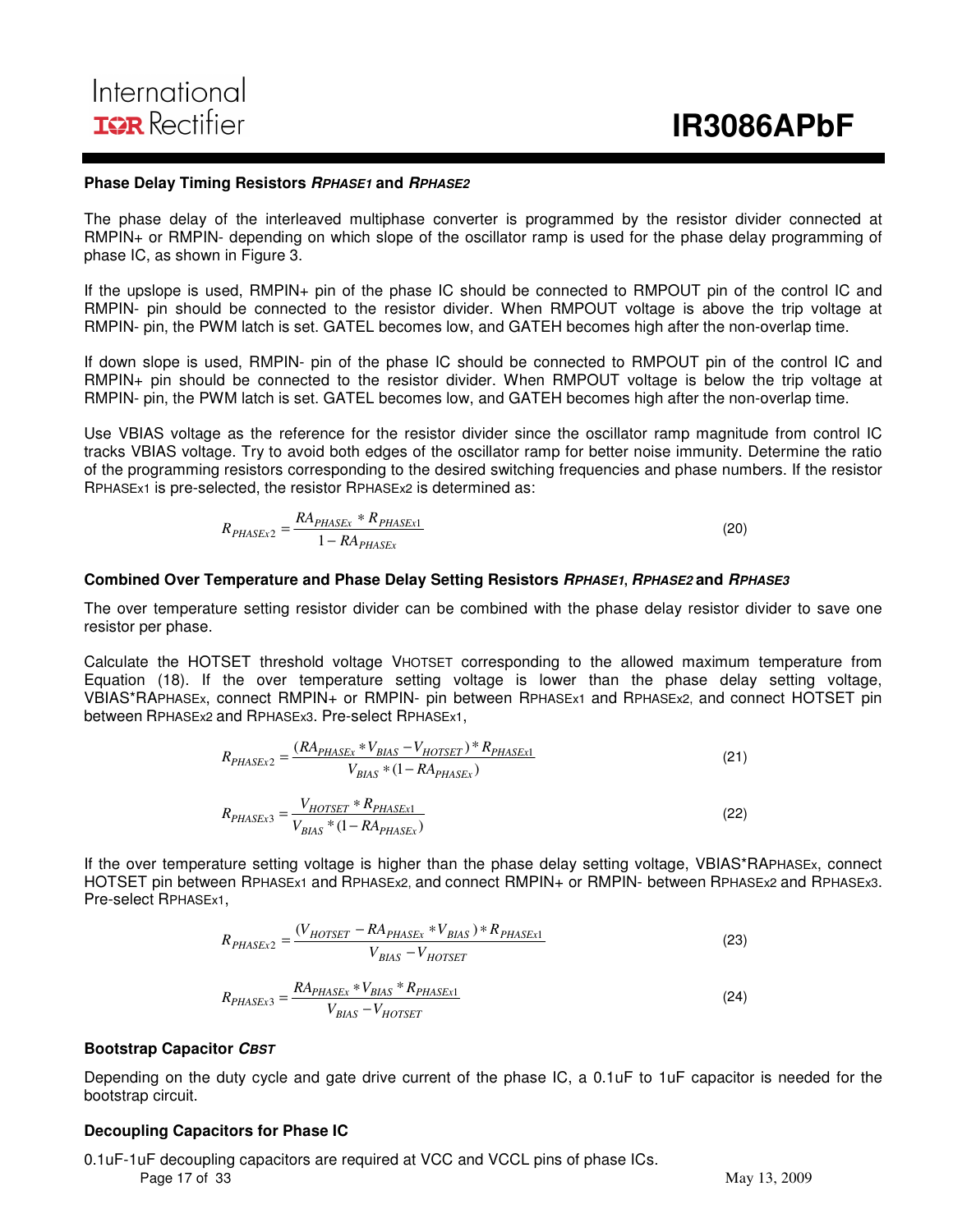### Phase Delay Timing Resistors $R_{PHASE1}$ and $R_{PHASE2}$

The phase delay of the interleaved multiphase converter is programmed by the resistor divider connected at RMPIN+ or RMPIN- depending on which slope of the oscillator ramp is used for the phase delay programming of phase IC, as shown in Figure 3.

If the upslope is used, RMPIN+ pin of the phase IC should be connected to RMPOUT pin of the control IC and RMPIN- pin should be connected to the resistor divider. When RMPOUT voltage is above the trip voltage at RMPIN- pin, the PWM latch is set. GATEL becomes low, and GATEH becomes high after the non-overlap time.

If down slope is used, RMPIN- pin of the phase IC should be connected to RMPOUT pin of the control IC and RMPIN+ pin should be connected to the resistor divider. When RMPOUT voltage is below the trip voltage at RMPIN- pin, the PWM latch is set. GATEL becomes low, and GATEH becomes high after the non-overlap time.

Use VBIAS voltage as the reference for the resistor divider since the oscillator ramp magnitude from control IC tracks VBIAS voltage. Try to avoid both edges of the oscillator ramp for better noise immunity. Determine the ratio of the programming resistors corresponding to the desired switching frequencies and phase numbers. If the resistor $R_{PHASEx1}$ is pre-selected, the resistor $R_{PHASEx2}$ is determined as:

$$R_{PHASEx2} = \frac{RA_{PHASEx} * R_{PHASEx1}}{1 - RA_{PHASEx}} \tag{20}$$

### Combined Over Temperature and Phase Delay Setting Resistors $R_{PHASE1}$, $R_{PHASE2}$ and $R_{PHASE3}$

The over temperature setting resistor divider can be combined with the phase delay resistor divider to save one resistor per phase.

Calculate the HOTSET threshold voltage $V_{HOTSET}$ corresponding to the allowed maximum temperature from Equation (18). If the over temperature setting voltage is lower than the phase delay setting voltage, $VBIAS*RA_{PHASEx}$, connect RMPIN+ or RMPIN- pin between $R_{PHASEx1}$ and $R_{PHASEx2}$, and connect HOTSET pin between $R_{PHASEx2}$ and $R_{PHASEx3}$. Pre-select $R_{PHASEx1}$,

$$R_{PHASEx2} = \frac{(RA_{PHASEx} * V_{BIAS} - V_{HOTSET}) * R_{PHASEx1}}{V_{BIAS} * (1 - RA_{PHASEx})} \tag{21}$$

$$R_{PHASEx3} = \frac{V_{HOTSET} * R_{PHASEx1}}{V_{BIAS} * (1 - RA_{PHASEx})} \tag{22}$$

If the over temperature setting voltage is higher than the phase delay setting voltage, $VBIAS*RA_{PHASEx}$, connect HOTSET pin between $R_{PHASEx1}$ and $R_{PHASEx2}$, and connect RMPIN+ or RMPIN- between $R_{PHASEx2}$ and $R_{PHASEx3}$. Pre-select $R_{PHASEx1}$,

$$R_{PHASEx2} = \frac{(V_{HOTSET} - RA_{PHASEx} * V_{BIAS}) * R_{PHASEx1}}{V_{BIAS} - V_{HOTSET}} \tag{23}$$

$$R_{PHASEx3} = \frac{RA_{PHASEx} * V_{BIAS} * R_{PHASEx1}}{V_{BIAS} - V_{HOTSET}} \tag{24}$$

### Bootstrap Capacitor $C_{BST}$

Depending on the duty cycle and gate drive current of the phase IC, a 0.1uF to 1uF capacitor is needed for the bootstrap circuit.

### Decoupling Capacitors for Phase IC

0.1uF-1uF decoupling capacitors are required at VCC and VCCL pins of phase ICs.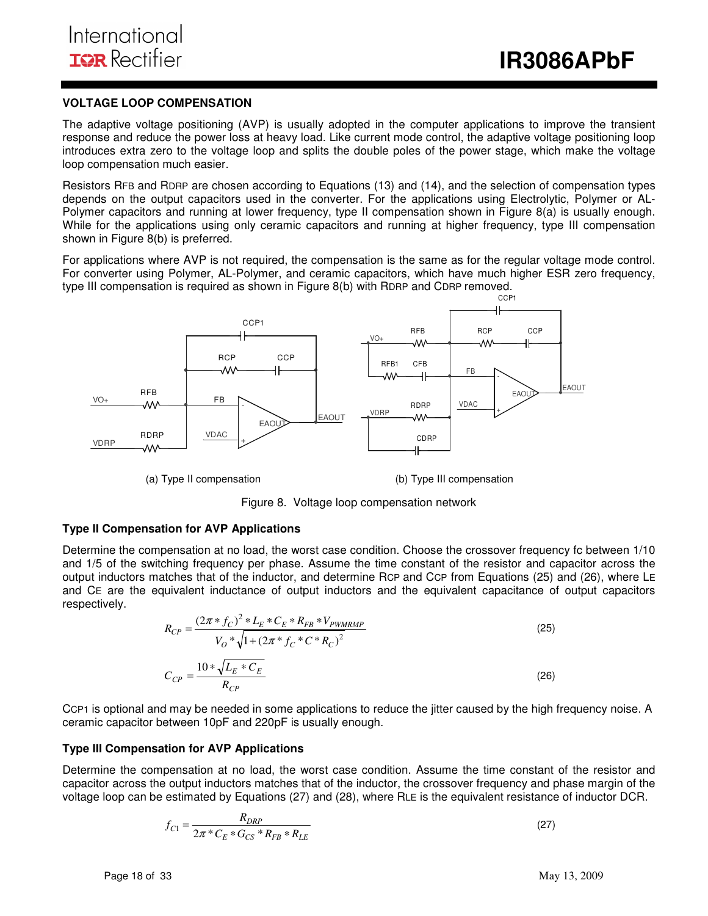### VOLTAGE LOOP COMPENSATION

The adaptive voltage positioning (AVP) is usually adopted in the computer applications to improve the transient response and reduce the power loss at heavy load. Like current mode control, the adaptive voltage positioning loop introduces extra zero to the voltage loop and splits the double poles of the power stage, which make the voltage loop compensation much easier.

Resistors $R_{FB}$ and $R_{DRP}$ are chosen according to Equations (13) and (14), and the selection of compensation types depends on the output capacitors used in the converter. For the applications using Electrolytic, Polymer or AL-Polymer capacitors and running at lower frequency, type II compensation shown in Figure 8(a) is usually enough. While for the applications using only ceramic capacitors and running at higher frequency, type III compensation shown in Figure 8(b) is preferred.

For applications where AVP is not required, the compensation is the same as for the regular voltage mode control. For converter using Polymer, AL-Polymer, and ceramic capacitors, which have much higher ESR zero frequency, type III compensation is required as shown in Figure 8(b) with $R_{DRP}$ and $C_{DRP}$ removed.

(a) Type II compensation

(b) Type III compensation

Figure 8. Voltage loop compensation network

### Type II Compensation for AVP Applications

Determine the compensation at no load, the worst case condition. Choose the crossover frequency fc between 1/10 and 1/5 of the switching frequency per phase. Assume the time constant of the resistor and capacitor across the output inductors matches that of the inductor, and determine $R_{CP}$ and $C_{CP}$ from Equations (25) and (26), where $L_E$ and $C_E$ are the equivalent inductance of output inductors and the equivalent capacitance of output capacitors respectively.

$$R_{CP} = \frac{(2\pi * f_C)^2 * L_E * C_E * R_{FB} * V_{PWMRMP}}{V_O * \sqrt{1 + (2\pi * f_C * C * R_C)^2}} \tag{25}$$

$$C_{CP} = \frac{10 * \sqrt{L_E * C_E}}{R_{CP}} \tag{26}$$

$C_{CP1}$ is optional and may be needed in some applications to reduce the jitter caused by the high frequency noise. A ceramic capacitor between 10pF and 220pF is usually enough.

### Type III Compensation for AVP Applications

Determine the compensation at no load, the worst case condition. Assume the time constant of the resistor and capacitor across the output inductors matches that of the inductor, the crossover frequency and phase margin of the voltage loop can be estimated by Equations (27) and (28), where $R_{LE}$ is the equivalent resistance of inductor DCR.

$$f_{C1} = \frac{R_{DRP}}{2\pi * C_E * G_{CS} * R_{FB} * R_{LE}} \tag{27}$$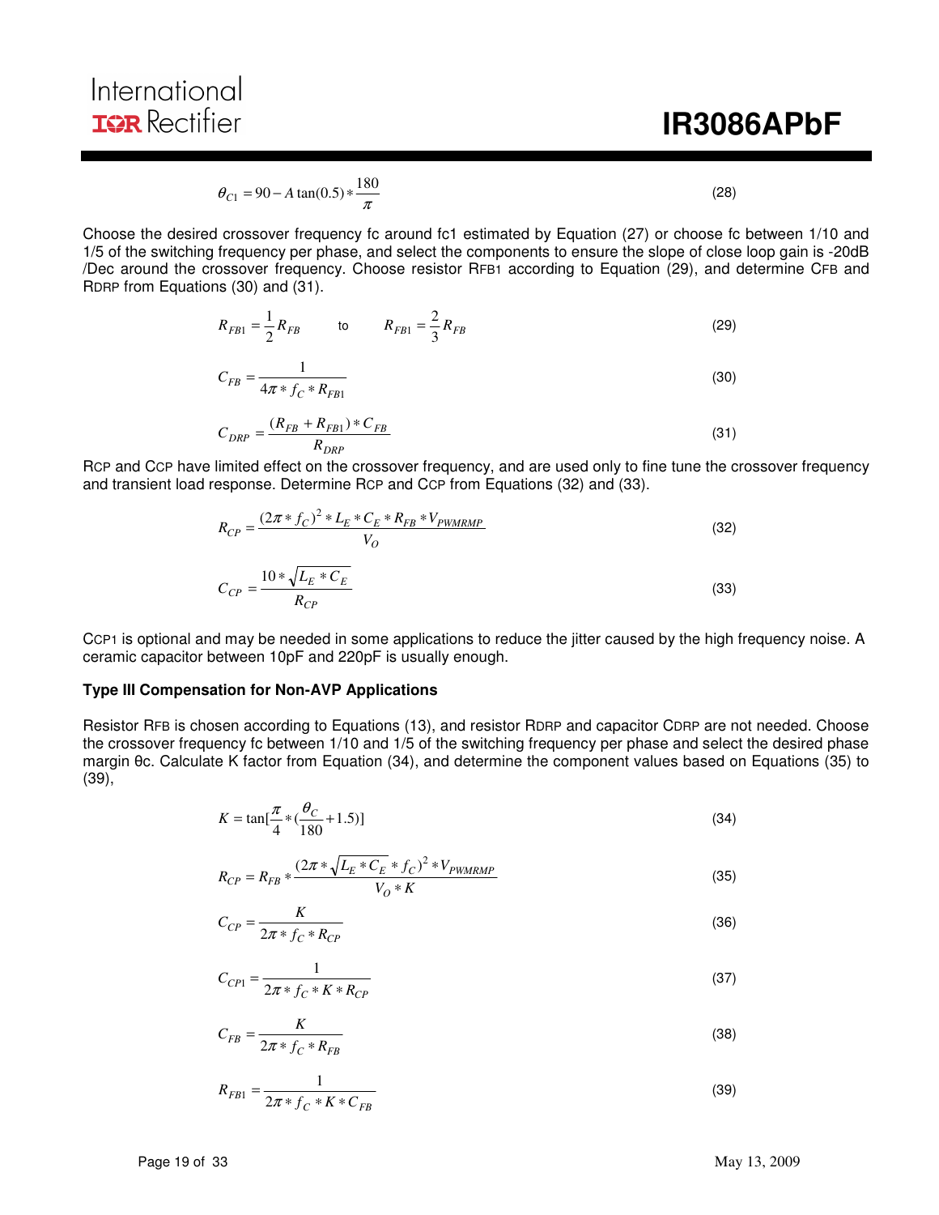$$\theta_{C1} = 90 - A\tan(0.5) * \frac{180}{\pi} \tag{28}$$

Choose the desired crossover frequency fc around fc1 estimated by Equation (27) or choose fc between 1/10 and 1/5 of the switching frequency per phase, and select the components to ensure the slope of close loop gain is -20dB /Dec around the crossover frequency. Choose resistor $R_{FB1}$ according to Equation (29), and determine $C_{FB}$ and $R_{DRP}$ from Equations (30) and (31).

$$R_{FB1} = \frac{1}{2} R_{FB} \quad \text{to} \quad R_{FB1} = \frac{2}{3} R_{FB} \tag{29}$$

$$C_{FB} = \frac{1}{4\pi * f_C * R_{FB1}} \tag{30}$$

$$C_{DRP} = \frac{(R_{FB} + R_{FB1}) * C_{FB}}{R_{DRP}} \tag{31}$$

$R_{CP}$ and $C_{CP}$ have limited effect on the crossover frequency, and are used only to fine tune the crossover frequency and transient load response. Determine $R_{CP}$ and $C_{CP}$ from Equations (32) and (33).

$$R_{CP} = \frac{(2\pi * f_C)^2 * L_E * C_E * R_{FB} * V_{PWMRMP}}{V_O} \tag{32}$$

$$C_{CP} = \frac{10 * \sqrt{L_E * C_E}}{R_{CP}} \tag{33}$$

$C_{CP1}$ is optional and may be needed in some applications to reduce the jitter caused by the high frequency noise. A ceramic capacitor between 10pF and 220pF is usually enough.

### Type III Compensation for Non-AVP Applications

Resistor $R_{FB}$ is chosen according to Equations (13), and resistor $R_{DRP}$ and capacitor $C_{DRP}$ are not needed. Choose the crossover frequency fc between 1/10 and 1/5 of the switching frequency per phase and select the desired phase margin θc. Calculate K factor from Equation (34), and determine the component values based on Equations (35) to (39),

$$K = \tan\left[\frac{\pi}{4} * \left(\frac{\theta_C}{180} + 1.5\right)\right] \tag{34}$$

$$R_{CP} = R_{FB} * \frac{(2\pi * \sqrt{L_E * C_E} * f_C)^2 * V_{PWMRMP}}{V_O * K} \tag{35}$$

$$C_{CP} = \frac{K}{2\pi * f_C * R_{CP}} \tag{36}$$

$$C_{CP1} = \frac{1}{2\pi * f_C * K * R_{CP}} \tag{37}$$

$$C_{FB} = \frac{K}{2\pi * f_C * R_{FB}} \tag{38}$$

$$R_{FB1} = \frac{1}{2\pi * f_C * K * C_{FB}} \tag{39}$$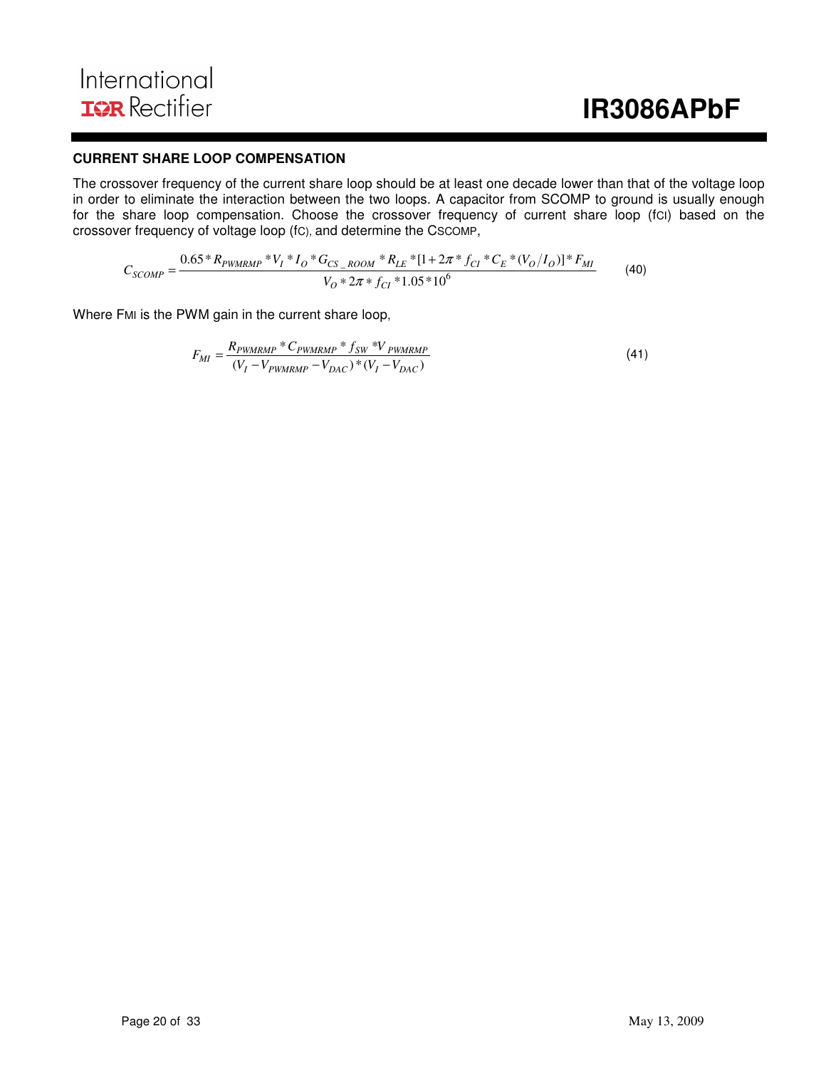### CURRENT SHARE LOOP COMPENSATION

The crossover frequency of the current share loop should be at least one decade lower than that of the voltage loop in order to eliminate the interaction between the two loops. A capacitor from SCOMP to ground is usually enough for the share loop compensation. Choose the crossover frequency of current share loop ($f_{CI}$) based on the crossover frequency of voltage loop ($f_C$), and determine the $C_{SCOMP}$,

$$C_{SCOMP} = \frac{0.65 * R_{PWMRMP} * V_I * I_O * G_{CS\_ROOM} * R_{LE} * [1 + 2\pi * f_{CI} * C_E * (V_O / I_O)] * F_{MI}}{V_O * 2\pi * f_{CI} * 1.05 * 10^6} \qquad (40)$$

Where $F_{MI}$ is the PWM gain in the current share loop,

$$F_{MI} = \frac{R_{PWMRMP} * C_{PWMRMP} * f_{SW} * V_{PWMRMP}}{(V_I - V_{PWMRMP} - V_{DAC}) * (V_I - V_{DAC})} \qquad (41)$$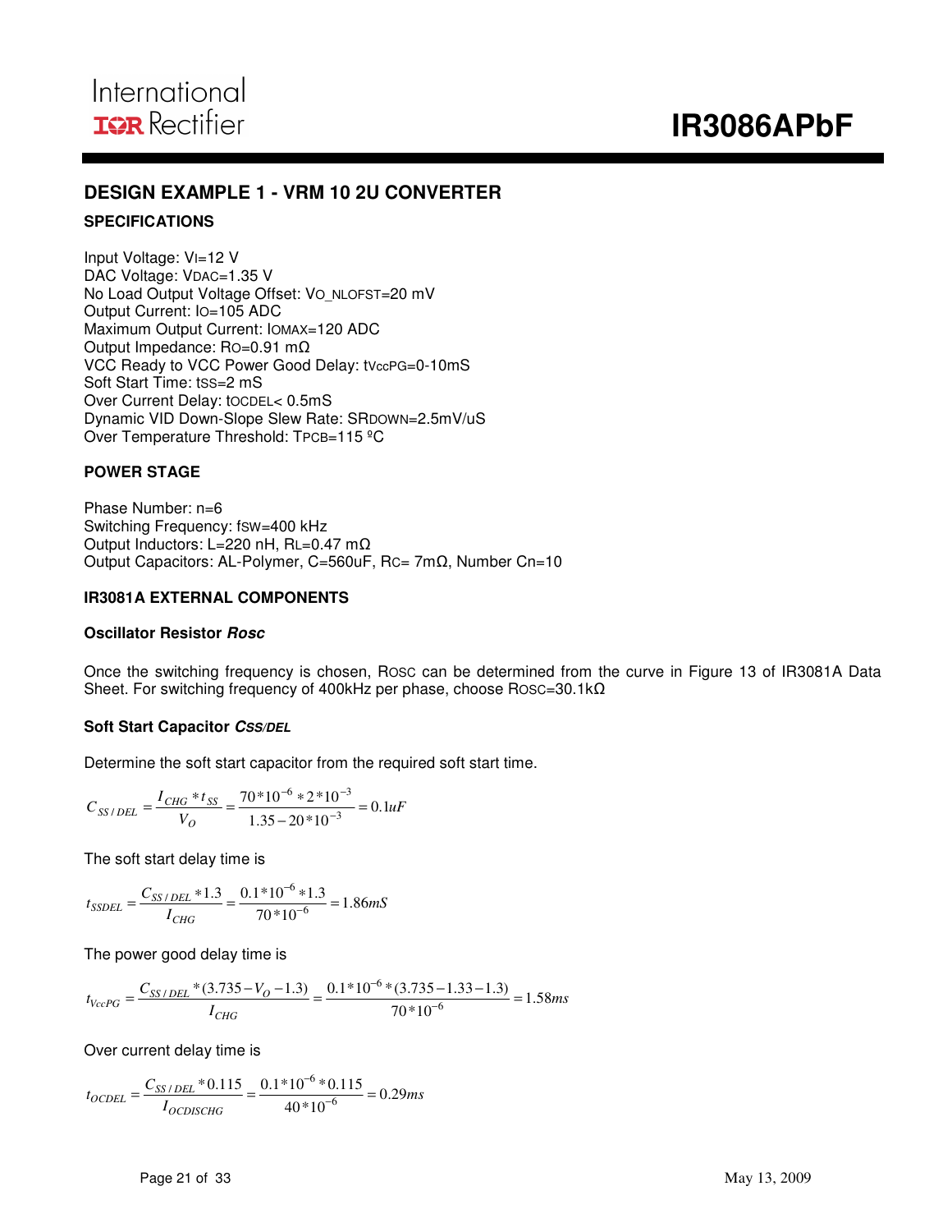## DESIGN EXAMPLE 1 - VRM 10 2U CONVERTER

### SPECIFICATIONS

Input Voltage: $V_I$=12 V
DAC Voltage: $V_{DAC}$=1.35 V
No Load Output Voltage Offset: $V_{O\_NLOFST}$=20 mV
Output Current: $I_O$=105 ADC
Maximum Output Current: $I_{OMAX}$=120 ADC
Output Impedance: $R_O$=0.91 mΩ
VCC Ready to VCC Power Good Delay: $t_{VccPG}$=0-10mS
Soft Start Time: $t_{SS}$=2 mS
Over Current Delay: $t_{OCDEL}$< 0.5mS
Dynamic VID Down-Slope Slew Rate: $SR_{DOWN}$=2.5mV/uS
Over Temperature Threshold: $T_{PCB}$=115 ºC

### POWER STAGE

Phase Number: n=6
Switching Frequency: $f_{SW}$=400 kHz
Output Inductors: L=220 nH, $R_L$=0.47 mΩ
Output Capacitors: AL-Polymer, C=560uF, $R_C$= 7mΩ, Number Cn=10

### IR3081A EXTERNAL COMPONENTS

#### Oscillator Resistor *Rosc*

Once the switching frequency is chosen, $R_{OSC}$ can be determined from the curve in Figure 13 of IR3081A Data Sheet. For switching frequency of 400kHz per phase, choose $R_{OSC}$=30.1kΩ

#### Soft Start Capacitor *CSS/DEL*

Determine the soft start capacitor from the required soft start time.

$$C_{SS/DEL} = \frac{I_{CHG} * t_{SS}}{V_O} = \frac{70*10^{-6} * 2*10^{-3}}{1.35 - 20*10^{-3}} = 0.1uF$$

The soft start delay time is

$$t_{SSDEL} = \frac{C_{SS/DEL} * 1.3}{I_{CHG}} = \frac{0.1*10^{-6} * 1.3}{70*10^{-6}} = 1.86mS$$

The power good delay time is

$$t_{VccPG} = \frac{C_{SS/DEL} * (3.735 - V_O - 1.3)}{I_{CHG}} = \frac{0.1*10^{-6} * (3.735 - 1.33 - 1.3)}{70*10^{-6}} = 1.58ms$$

Over current delay time is

$$t_{OCDEL} = \frac{C_{SS/DEL} * 0.115}{I_{OCDISCHG}} = \frac{0.1*10^{-6} * 0.115}{40*10^{-6}} = 0.29ms$$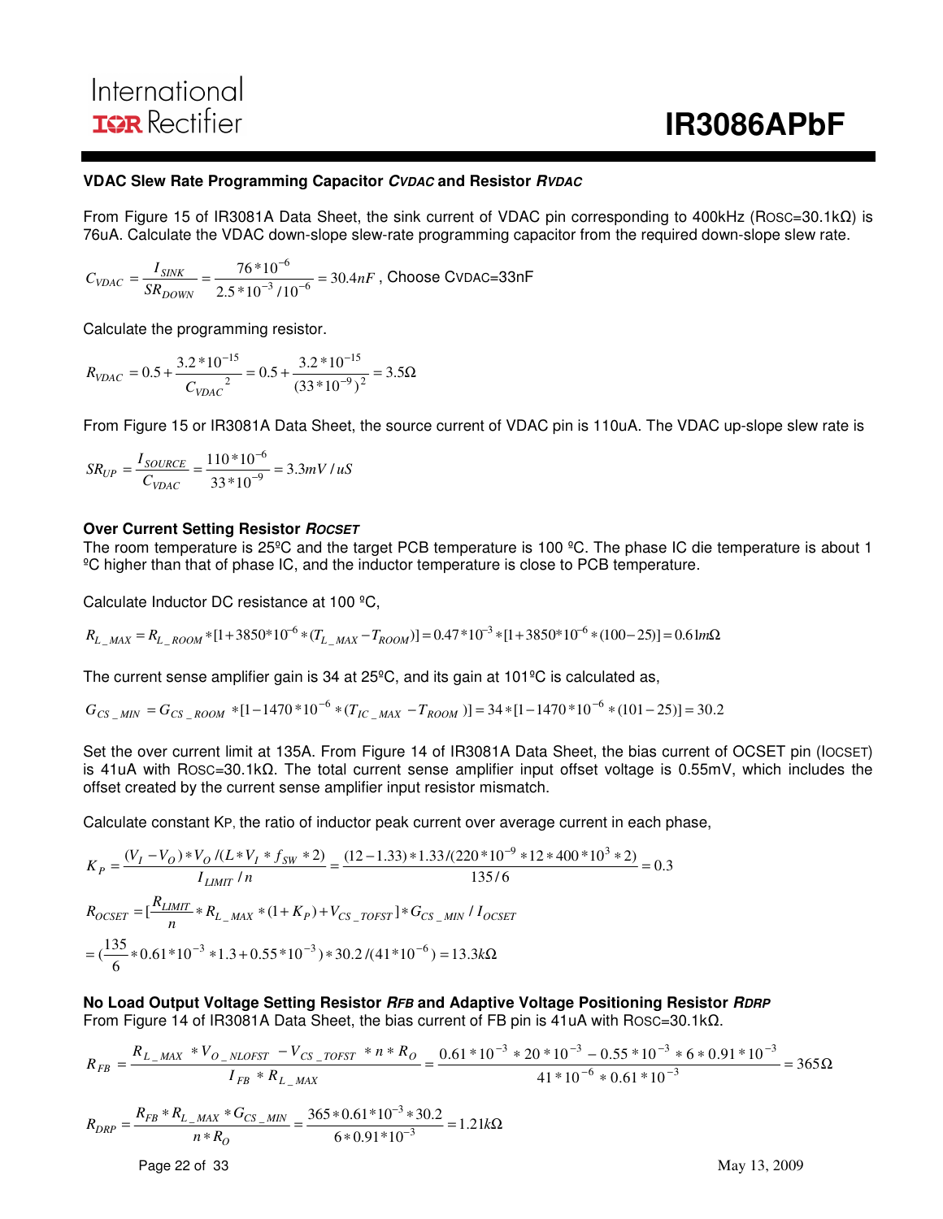### VDAC Slew Rate Programming Capacitor $C_{VDAC}$ and Resistor $R_{VDAC}$

From Figure 15 of IR3081A Data Sheet, the sink current of VDAC pin corresponding to 400kHz ($R_{OSC}$=30.1kΩ) is 76uA. Calculate the VDAC down-slope slew-rate programming capacitor from the required down-slope slew rate.

$$C_{VDAC} = \frac{I_{SINK}}{SR_{DOWN}} = \frac{76*10^{-6}}{2.5*10^{-3}/10^{-6}} = 30.4nF$$ , Choose $C_{VDAC}$=33nF

Calculate the programming resistor.

$$R_{VDAC} = 0.5 + \frac{3.2*10^{-15}}{C_{VDAC}{}^2} = 0.5 + \frac{3.2*10^{-15}}{(33*10^{-9})^2} = 3.5\Omega$$

From Figure 15 or IR3081A Data Sheet, the source current of VDAC pin is 110uA. The VDAC up-slope slew rate is

$$SR_{UP} = \frac{I_{SOURCE}}{C_{VDAC}} = \frac{110*10^{-6}}{33*10^{-9}} = 3.3mV/uS$$

### Over Current Setting Resistor $R_{OCSET}$

The room temperature is 25ºC and the target PCB temperature is 100 ºC. The phase IC die temperature is about 1 ºC higher than that of phase IC, and the inductor temperature is close to PCB temperature.

Calculate Inductor DC resistance at 100 ºC,

$$R_{L\_MAX} = R_{L\_ROOM}*[1+3850*10^{-6}*(T_{L\_MAX} - T_{ROOM})] = 0.47*10^{-3}*[1+3850*10^{-6}*(100-25)] = 0.61m\Omega$$

The current sense amplifier gain is 34 at 25ºC, and its gain at 101ºC is calculated as,

$$G_{CS\_MIN} = G_{CS\_ROOM} *[1-1470*10^{-6}*(T_{IC\_MAX} - T_{ROOM})] = 34*[1-1470*10^{-6}*(101-25)] = 30.2$$

Set the over current limit at 135A. From Figure 14 of IR3081A Data Sheet, the bias current of OCSET pin ($I_{OCSET}$) is 41uA with $R_{OSC}$=30.1kΩ. The total current sense amplifier input offset voltage is 0.55mV, which includes the offset created by the current sense amplifier input resistor mismatch.

Calculate constant $K_P$, the ratio of inductor peak current over average current in each phase,

$$K_P = \frac{(V_I - V_O)*V_O/(L*V_I*f_{SW}*2)}{I_{LIMIT}/n} = \frac{(12-1.33)*1.33/(220*10^{-9}*12*400*10^3*2)}{135/6} = 0.3$$

$$R_{OCSET} = [\frac{R_{LIMIT}}{n}*R_{L\_MAX}*(1+K_P) + V_{CS\_TOFST}]*G_{CS\_MIN}/I_{OCSET}$$

$$= (\frac{135}{6}*0.61*10^{-3}*1.3 + 0.55*10^{-3})*30.2/(41*10^{-6}) = 13.3k\Omega$$

### No Load Output Voltage Setting Resistor $R_{FB}$ and Adaptive Voltage Positioning Resistor $R_{DRP}$

From Figure 14 of IR3081A Data Sheet, the bias current of FB pin is 41uA with $R_{OSC}$=30.1kΩ.

$$R_{FB} = \frac{R_{L\_MAX}*V_{O\_NLOFST} - V_{CS\_TOFST}*n*R_O}{I_{FB}*R_{L\_MAX}} = \frac{0.61*10^{-3}*20*10^{-3} - 0.55*10^{-3}*6*0.91*10^{-3}}{41*10^{-6}*0.61*10^{-3}} = 365\Omega$$

$$R_{DRP} = \frac{R_{FB}*R_{L\_MAX}*G_{CS\_MIN}}{n*R_O} = \frac{365*0.61*10^{-3}*30.2}{6*0.91*10^{-3}} = 1.21k\Omega$$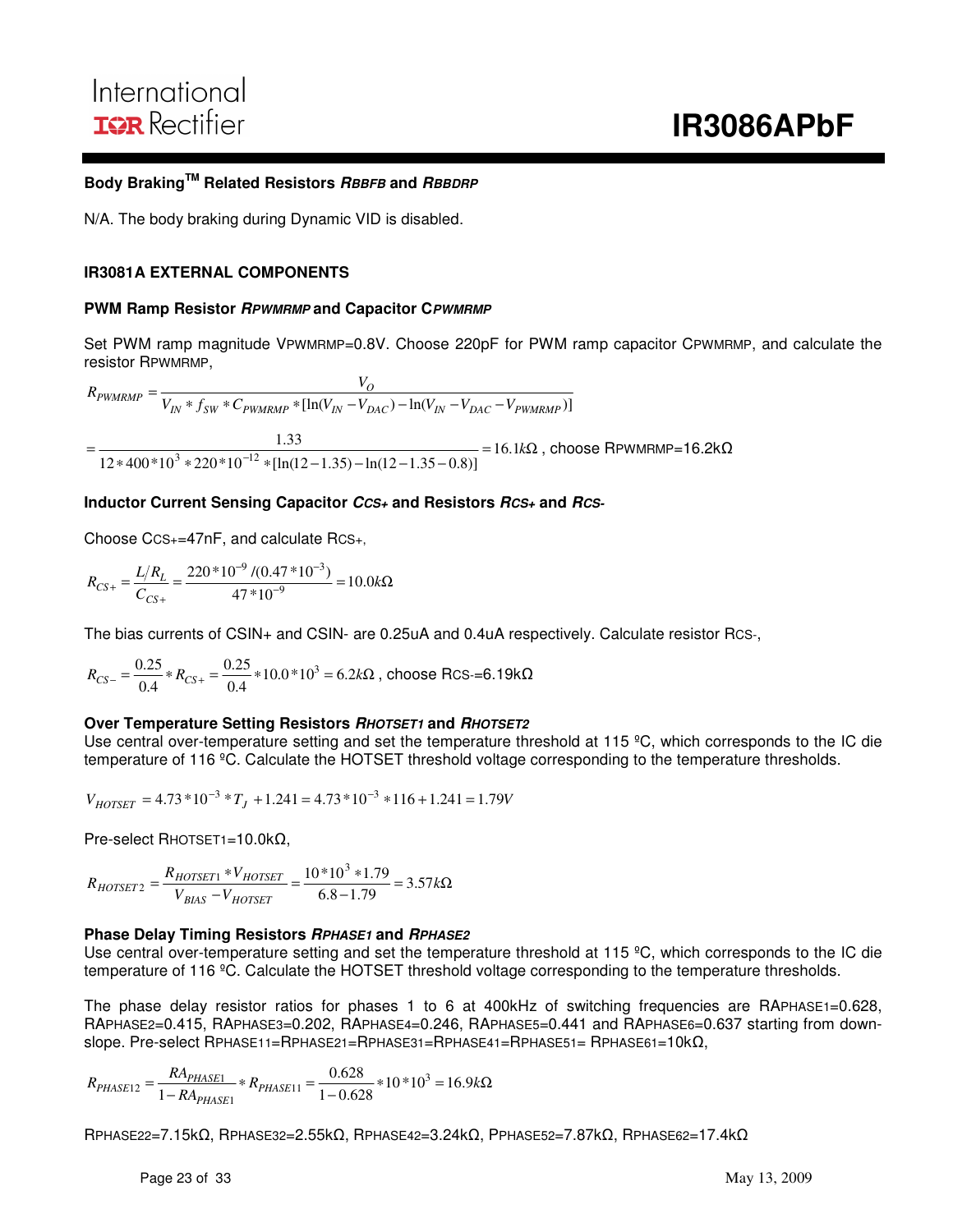**Body Braking™ Related Resistors $R_{BBFB}$ and $R_{BBDRP}$**

N/A. The body braking during Dynamic VID is disabled.

**IR3081A EXTERNAL COMPONENTS**

**PWM Ramp Resistor $R_{PWMRMP}$ and Capacitor $C_{PWMRMP}$**

Set PWM ramp magnitude $V_{PWMRMP}$=0.8V. Choose 220pF for PWM ramp capacitor $C_{PWMRMP}$, and calculate the resistor $R_{PWMRMP}$,

$$R_{PWMRMP} = \frac{V_O}{V_{IN} * f_{SW} * C_{PWMRMP} * [\ln(V_{IN} - V_{DAC}) - \ln(V_{IN} - V_{DAC} - V_{PWMRMP})]}$$

$$= \frac{1.33}{12 * 400 * 10^3 * 220 * 10^{-12} * [\ln(12 - 1.35) - \ln(12 - 1.35 - 0.8)]} = 16.1k\Omega$$ , choose $R_{PWMRMP}$=16.2kΩ

**Inductor Current Sensing Capacitor $C_{CS+}$ and Resistors $R_{CS+}$ and $R_{CS-}$**

Choose $C_{CS+}$=47nF, and calculate $R_{CS+}$,

$$R_{CS+} = \frac{L/R_L}{C_{CS+}} = \frac{220 * 10^{-9} / (0.47 * 10^{-3})}{47 * 10^{-9}} = 10.0k\Omega$$

The bias currents of CSIN+ and CSIN- are 0.25uA and 0.4uA respectively. Calculate resistor $R_{CS-}$,

$$R_{CS-} = \frac{0.25}{0.4} * R_{CS+} = \frac{0.25}{0.4} * 10.0 * 10^3 = 6.2k\Omega$$ , choose $R_{CS-}$=6.19kΩ

**Over Temperature Setting Resistors $R_{HOTSET1}$ and $R_{HOTSET2}$**

Use central over-temperature setting and set the temperature threshold at 115 ºC, which corresponds to the IC die temperature of 116 ºC. Calculate the HOTSET threshold voltage corresponding to the temperature thresholds.

$$V_{HOTSET} = 4.73 * 10^{-3} * T_J + 1.241 = 4.73 * 10^{-3} * 116 + 1.241 = 1.79V$$

Pre-select $R_{HOTSET1}$=10.0kΩ,

$$R_{HOTSET2} = \frac{R_{HOTSET1} * V_{HOTSET}}{V_{BIAS} - V_{HOTSET}} = \frac{10 * 10^3 * 1.79}{6.8 - 1.79} = 3.57k\Omega$$

**Phase Delay Timing Resistors $R_{PHASE1}$ and $R_{PHASE2}$**

Use central over-temperature setting and set the temperature threshold at 115 ºC, which corresponds to the IC die temperature of 116 ºC. Calculate the HOTSET threshold voltage corresponding to the temperature thresholds.

The phase delay resistor ratios for phases 1 to 6 at 400kHz of switching frequencies are $RA_{PHASE1}$=0.628, $RA_{PHASE2}$=0.415, $RA_{PHASE3}$=0.202, $RA_{PHASE4}$=0.246, $RA_{PHASE5}$=0.441 and $RA_{PHASE6}$=0.637 starting from down-slope. Pre-select $R_{PHASE11}$=$R_{PHASE21}$=$R_{PHASE31}$=$R_{PHASE41}$=$R_{PHASE51}$= $R_{PHASE61}$=10kΩ,

$$R_{PHASE12} = \frac{RA_{PHASE1}}{1 - RA_{PHASE1}} * R_{PHASE11} = \frac{0.628}{1 - 0.628} * 10 * 10^3 = 16.9k\Omega$$

$R_{PHASE22}$=7.15kΩ, $R_{PHASE32}$=2.55kΩ, $R_{PHASE42}$=3.24kΩ, $P_{PHASE52}$=7.87kΩ, $R_{PHASE62}$=17.4kΩ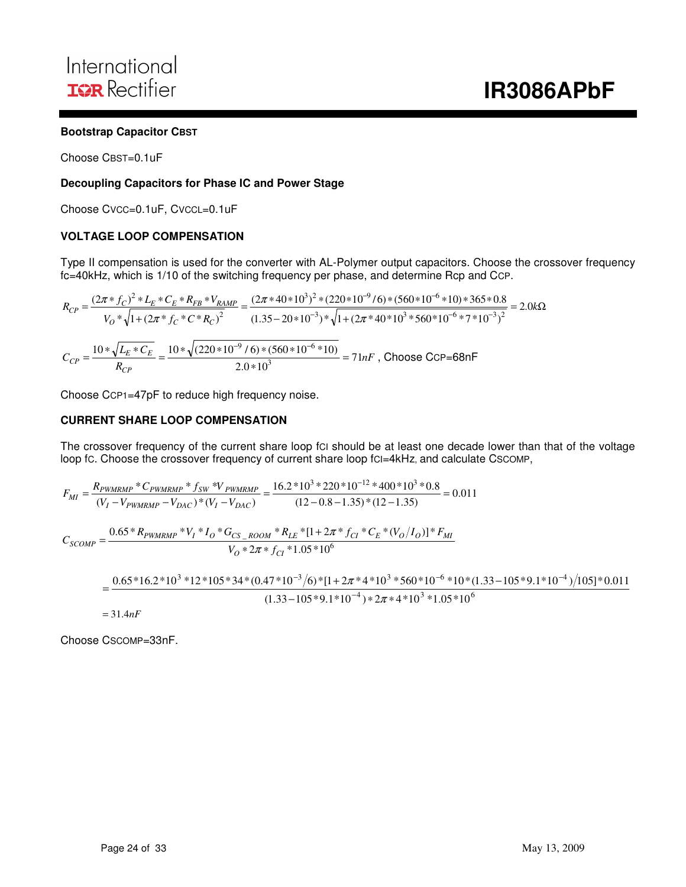**Bootstrap Capacitor $C_{BST}$**

Choose $C_{BST}$=0.1uF

**Decoupling Capacitors for Phase IC and Power Stage**

Choose $C_{VCC}$=0.1uF, $C_{VCCL}$=0.1uF

**VOLTAGE LOOP COMPENSATION**

Type II compensation is used for the converter with AL-Polymer output capacitors. Choose the crossover frequency fc=40kHz, which is 1/10 of the switching frequency per phase, and determine Rcp and $C_{CP}$.

$$R_{CP} = \frac{(2\pi * f_C)^2 * L_E * C_E * R_{FB} * V_{RAMP}}{V_O * \sqrt{1 + (2\pi * f_C * C * R_C)^2}} = \frac{(2\pi * 40 * 10^3)^2 * (220 * 10^{-9}/6) * (560 * 10^{-6} * 10) * 365 * 0.8}{(1.35 - 20 * 10^{-3}) * \sqrt{1 + (2\pi * 40 * 10^3 * 560 * 10^{-6} * 7 * 10^{-3})^2}} = 2.0k\Omega$$

$$C_{CP} = \frac{10 * \sqrt{L_E * C_E}}{R_{CP}} = \frac{10 * \sqrt{(220 * 10^{-9}/6) * (560 * 10^{-6} * 10)}}{2.0 * 10^3} = 71nF$$

, Choose $C_{CP}$=68nF

Choose $C_{CP1}$=47pF to reduce high frequency noise.

**CURRENT SHARE LOOP COMPENSATION**

The crossover frequency of the current share loop $f_{CI}$ should be at least one decade lower than that of the voltage loop fc. Choose the crossover frequency of current share loop $f_{CI}$=4kHz, and calculate $C_{SCOMP}$,

$$F_{MI} = \frac{R_{PWMRMP} * C_{PWMRMP} * f_{SW} * V_{PWMRMP}}{(V_I - V_{PWMRMP} - V_{DAC}) * (V_I - V_{DAC})} = \frac{16.2 * 10^3 * 220 * 10^{-12} * 400 * 10^3 * 0.8}{(12 - 0.8 - 1.35) * (12 - 1.35)} = 0.011$$

$$C_{SCOMP} = \frac{0.65 * R_{PWMRMP} * V_I * I_O * G_{CS\_ROOM} * R_{LE} * [1 + 2\pi * f_{CI} * C_E * (V_O / I_O)] * F_{MI}}{V_O * 2\pi * f_{CI} * 1.05 * 10^6}$$

$$= \frac{0.65 * 16.2 * 10^3 * 12 * 105 * 34 * (0.47 * 10^{-3}/6) * [1 + 2\pi * 4 * 10^3 * 560 * 10^{-6} * 10 * (1.33 - 105 * 9.1 * 10^{-4})/105] * 0.011}{(1.33 - 105 * 9.1 * 10^{-4}) * 2\pi * 4 * 10^3 * 1.05 * 10^6}$$

$$= 31.4nF$$

Choose $C_{SCOMP}$=33nF.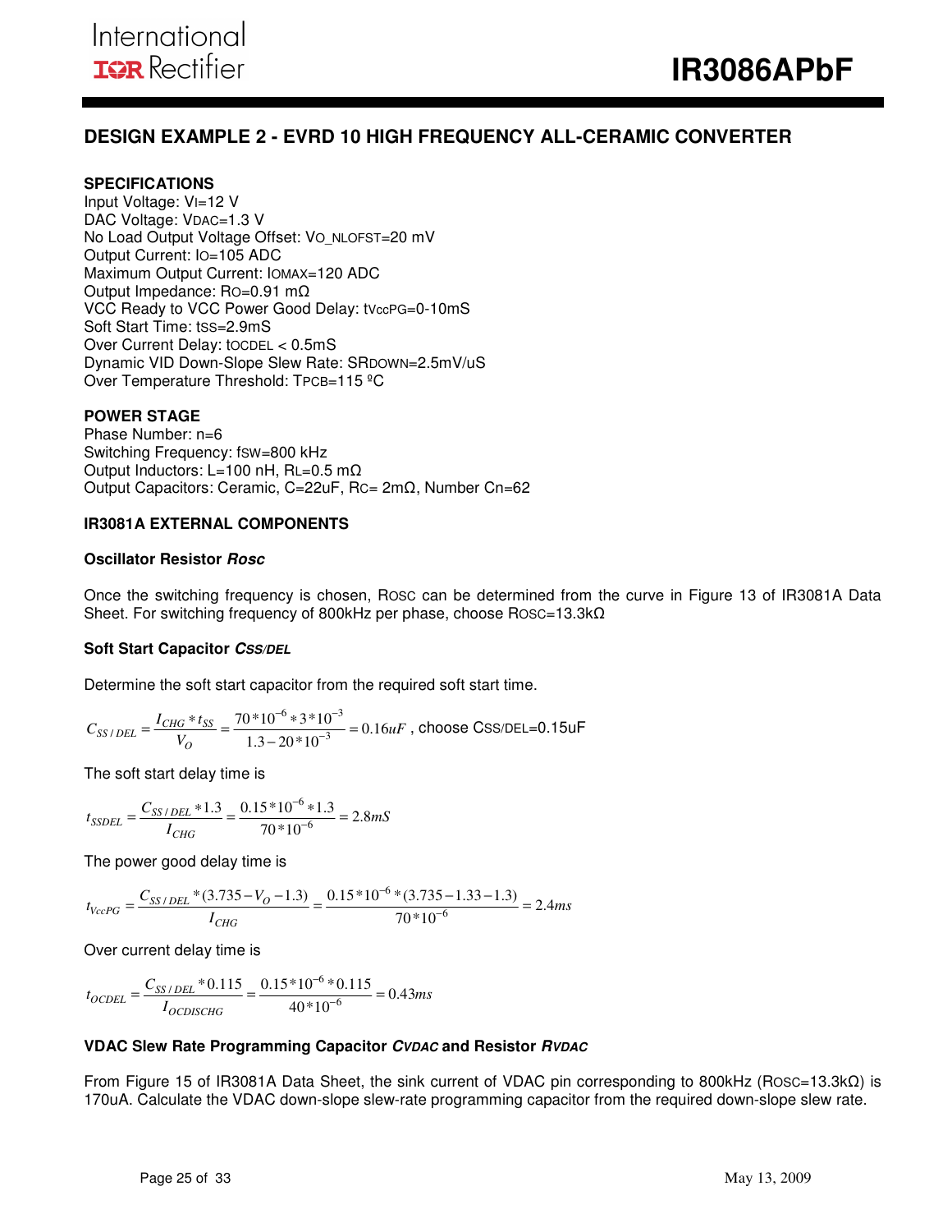## DESIGN EXAMPLE 2 - EVRD 10 HIGH FREQUENCY ALL-CERAMIC CONVERTER

### SPECIFICATIONS

Input Voltage: $V_I$=12 V
DAC Voltage: $V_{DAC}$=1.3 V
No Load Output Voltage Offset: $V_{O\_NLOFST}$=20 mV
Output Current: $I_O$=105 ADC
Maximum Output Current: $I_{OMAX}$=120 ADC
Output Impedance: $R_O$=0.91 mΩ
VCC Ready to VCC Power Good Delay: $t_{VccPG}$=0-10mS
Soft Start Time: $t_{SS}$=2.9mS
Over Current Delay: $t_{OCDEL}$ < 0.5mS
Dynamic VID Down-Slope Slew Rate: $SR_{DOWN}$=2.5mV/uS
Over Temperature Threshold: $T_{PCB}$=115 ºC

### POWER STAGE

Phase Number: n=6
Switching Frequency: $f_{SW}$=800 kHz
Output Inductors: L=100 nH, $R_L$=0.5 mΩ
Output Capacitors: Ceramic, C=22uF, $R_C$= 2mΩ, Number Cn=62

### IR3081A EXTERNAL COMPONENTS

#### Oscillator Resistor *Rosc*

Once the switching frequency is chosen, $R_{OSC}$ can be determined from the curve in Figure 13 of IR3081A Data Sheet. For switching frequency of 800kHz per phase, choose $R_{OSC}$=13.3kΩ

#### Soft Start Capacitor *CSS/DEL*

Determine the soft start capacitor from the required soft start time.

$$C_{SS/DEL} = \frac{I_{CHG} * t_{SS}}{V_O} = \frac{70*10^{-6}*3*10^{-3}}{1.3-20*10^{-3}} = 0.16uF$$ , choose $C_{SS/DEL}$=0.15uF

The soft start delay time is

$$t_{SSDEL} = \frac{C_{SS/DEL}*1.3}{I_{CHG}} = \frac{0.15*10^{-6}*1.3}{70*10^{-6}} = 2.8mS$$

The power good delay time is

$$t_{VccPG} = \frac{C_{SS/DEL}*(3.735-V_O-1.3)}{I_{CHG}} = \frac{0.15*10^{-6}*(3.735-1.33-1.3)}{70*10^{-6}} = 2.4ms$$

Over current delay time is

$$t_{OCDEL} = \frac{C_{SS/DEL}*0.115}{I_{OCDISCHG}} = \frac{0.15*10^{-6}*0.115}{40*10^{-6}} = 0.43ms$$

#### VDAC Slew Rate Programming Capacitor *CVDAC* and Resistor *RVDAC*

From Figure 15 of IR3081A Data Sheet, the sink current of VDAC pin corresponding to 800kHz ($R_{OSC}$=13.3kΩ) is 170uA. Calculate the VDAC down-slope slew-rate programming capacitor from the required down-slope slew rate.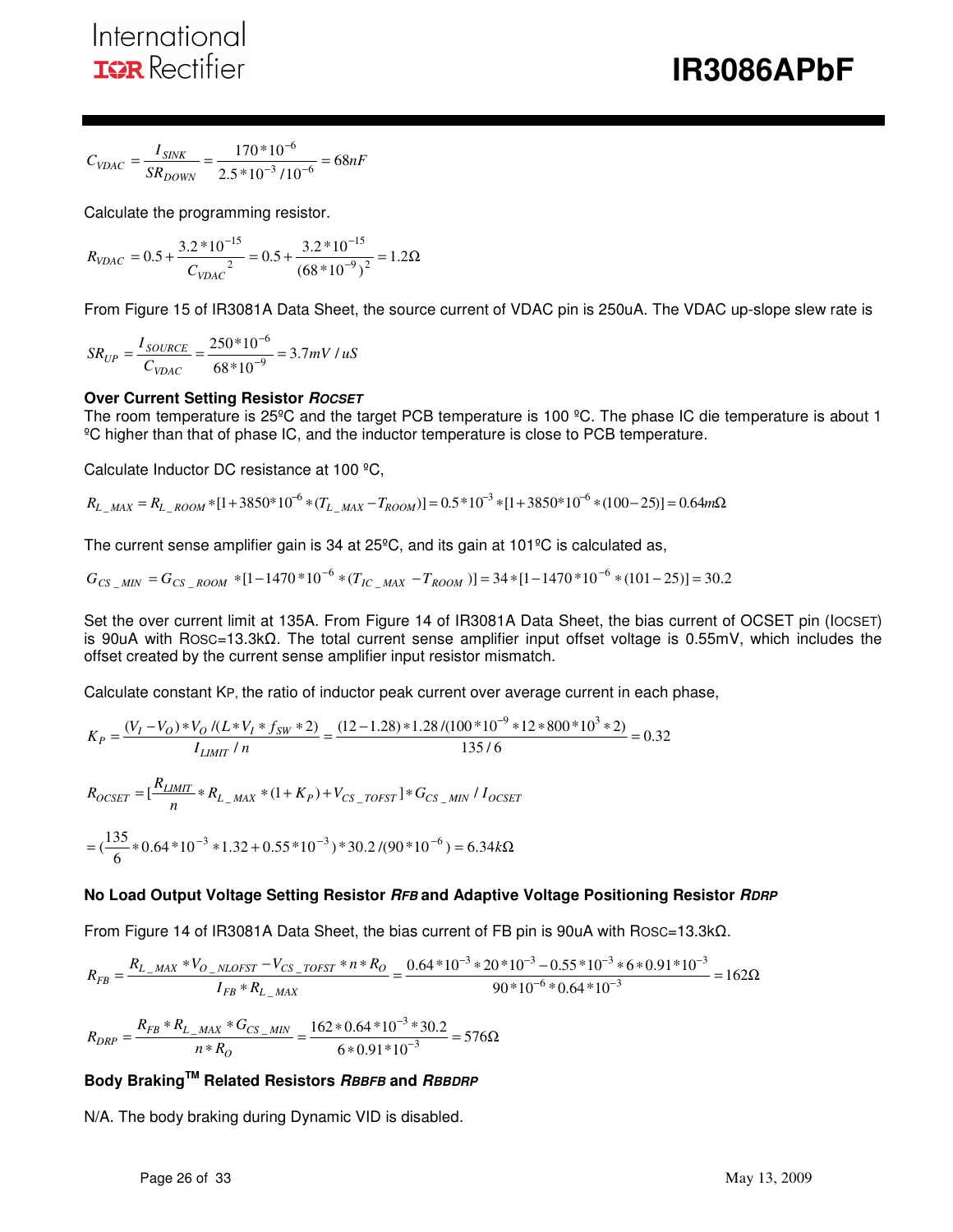$$C_{VDAC} = \frac{I_{SINK}}{SR_{DOWN}} = \frac{170*10^{-6}}{2.5*10^{-3}/10^{-6}} = 68nF$$

Calculate the programming resistor.

$$R_{VDAC} = 0.5 + \frac{3.2*10^{-15}}{C_{VDAC}^{2}} = 0.5 + \frac{3.2*10^{-15}}{(68*10^{-9})^{2}} = 1.2\Omega$$

From Figure 15 of IR3081A Data Sheet, the source current of VDAC pin is 250uA. The VDAC up-slope slew rate is

$$SR_{UP} = \frac{I_{SOURCE}}{C_{VDAC}} = \frac{250*10^{-6}}{68*10^{-9}} = 3.7mV/uS$$

**Over Current Setting Resistor *$R_{OCSET}$***

The room temperature is 25ºC and the target PCB temperature is 100 ºC. The phase IC die temperature is about 1 ºC higher than that of phase IC, and the inductor temperature is close to PCB temperature.

Calculate Inductor DC resistance at 100 ºC,

$$R_{L\_MAX} = R_{L\_ROOM} * [1 + 3850*10^{-6} * (T_{L\_MAX} - T_{ROOM})] = 0.5*10^{-3} * [1 + 3850*10^{-6} * (100 - 25)] = 0.64m\Omega$$

The current sense amplifier gain is 34 at 25ºC, and its gain at 101ºC is calculated as,

$$G_{CS\_MIN} = G_{CS\_ROOM} * [1 - 1470*10^{-6} * (T_{IC\_MAX} - T_{ROOM})] = 34 * [1 - 1470*10^{-6} * (101 - 25)] = 30.2$$

Set the over current limit at 135A. From Figure 14 of IR3081A Data Sheet, the bias current of OCSET pin ($I_{OCSET}$) is 90uA with $R_{OSC}$=13.3kΩ. The total current sense amplifier input offset voltage is 0.55mV, which includes the offset created by the current sense amplifier input resistor mismatch.

Calculate constant $K_P$, the ratio of inductor peak current over average current in each phase,

$$K_P = \frac{(V_I - V_O)*V_O/(L*V_I*f_{SW}*2)}{I_{LIMIT}/n} = \frac{(12-1.28)*1.28/(100*10^{-9}*12*800*10^{3}*2)}{135/6} = 0.32$$

$$R_{OCSET} = [\frac{R_{LIMIT}}{n} * R_{L\_MAX} * (1 + K_P) + V_{CS\_TOFST}] * G_{CS\_MIN} / I_{OCSET}$$

$$= (\frac{135}{6} * 0.64*10^{-3} * 1.32 + 0.55*10^{-3}) * 30.2/(90*10^{-6}) = 6.34k\Omega$$

**No Load Output Voltage Setting Resistor *$R_{FB}$* and Adaptive Voltage Positioning Resistor *$R_{DRP}$***

From Figure 14 of IR3081A Data Sheet, the bias current of FB pin is 90uA with $R_{OSC}$=13.3kΩ.

$$R_{FB} = \frac{R_{L\_MAX} * V_{O\_NLOFST} - V_{CS\_TOFST} * n * R_O}{I_{FB} * R_{L\_MAX}} = \frac{0.64*10^{-3}*20*10^{-3} - 0.55*10^{-3}*6*0.91*10^{-3}}{90*10^{-6}*0.64*10^{-3}} = 162\Omega$$

$$R_{DRP} = \frac{R_{FB} * R_{L\_MAX} * G_{CS\_MIN}}{n * R_O} = \frac{162*0.64*10^{-3}*30.2}{6*0.91*10^{-3}} = 576\Omega$$

**Body Braking[TM] Related Resistors *$R_{BBFB}$* and *$R_{BBDRP}$***

N/A. The body braking during Dynamic VID is disabled.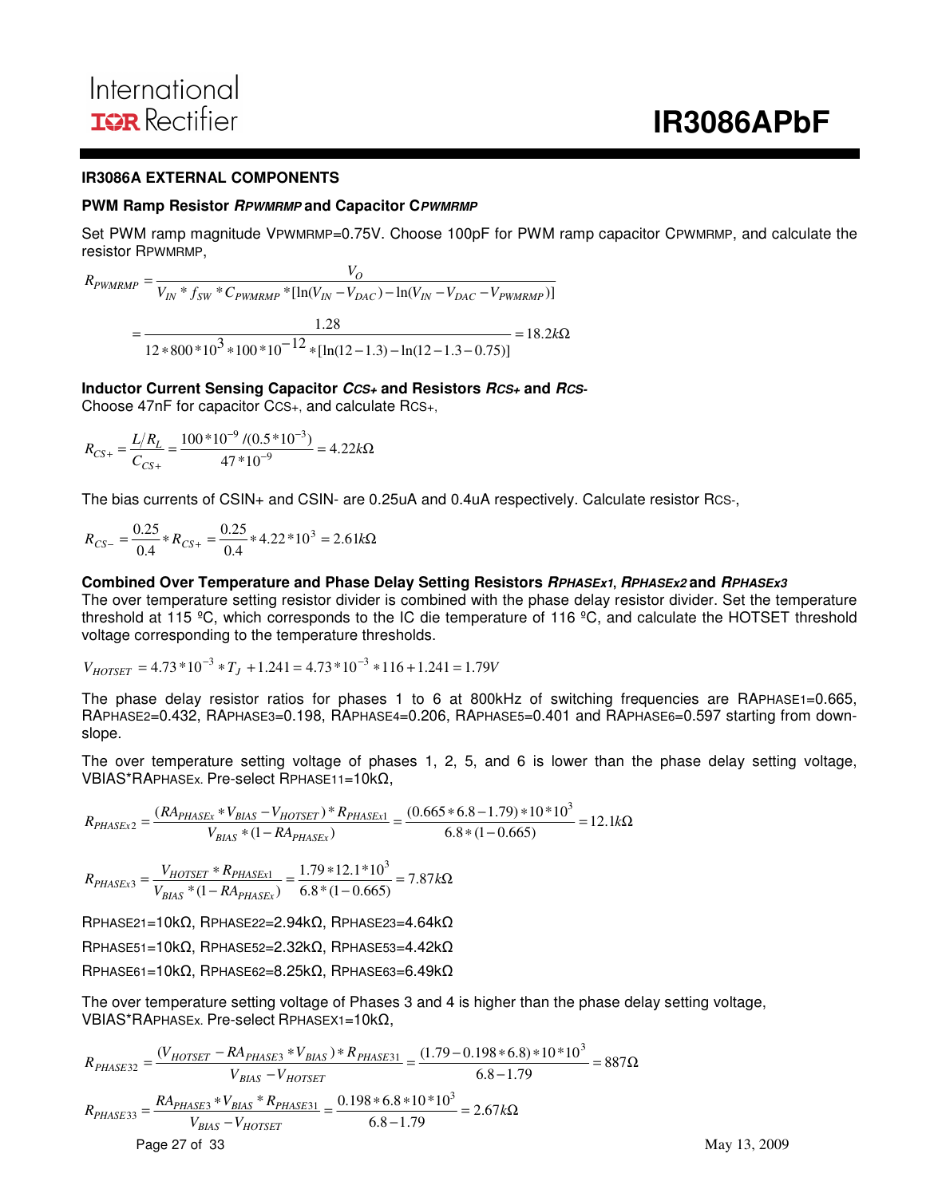## IR3086A EXTERNAL COMPONENTS

### PWM Ramp Resistor $R_{PWMRMP}$ and Capacitor $C_{PWMRMP}$

Set PWM ramp magnitude $V_{PWMRMP}$=0.75V. Choose 100pF for PWM ramp capacitor $C_{PWMRMP}$, and calculate the resistor $R_{PWMRMP}$,

$$R_{PWMRMP} = \frac{V_O}{V_{IN} * f_{SW} * C_{PWMRMP} * [\ln(V_{IN} - V_{DAC}) - \ln(V_{IN} - V_{DAC} - V_{PWMRMP})]}$$

$$= \frac{1.28}{12 * 800 * 10^3 * 100 * 10^{-12} * [\ln(12 - 1.3) - \ln(12 - 1.3 - 0.75)]} = 18.2k\Omega$$

### Inductor Current Sensing Capacitor $C_{CS+}$ and Resistors $R_{CS+}$ and $R_{CS-}$

Choose 47nF for capacitor $C_{CS+}$, and calculate $R_{CS+}$,

$$R_{CS+} = \frac{L/R_L}{C_{CS+}} = \frac{100 * 10^{-9} / (0.5 * 10^{-3})}{47 * 10^{-9}} = 4.22k\Omega$$

The bias currents of CSIN+ and CSIN- are 0.25uA and 0.4uA respectively. Calculate resistor $R_{CS-}$,

$$R_{CS-} = \frac{0.25}{0.4} * R_{CS+} = \frac{0.25}{0.4} * 4.22 * 10^3 = 2.61k\Omega$$

### Combined Over Temperature and Phase Delay Setting Resistors $R_{PHASEx1}$, $R_{PHASEx2}$ and $R_{PHASEx3}$

The over temperature setting resistor divider is combined with the phase delay resistor divider. Set the temperature threshold at 115 ºC, which corresponds to the IC die temperature of 116 ºC, and calculate the HOTSET threshold voltage corresponding to the temperature thresholds.

$$V_{HOTSET} = 4.73 * 10^{-3} * T_J + 1.241 = 4.73 * 10^{-3} * 116 + 1.241 = 1.79V$$

The phase delay resistor ratios for phases 1 to 6 at 800kHz of switching frequencies are $RA_{PHASE1}$=0.665, $RA_{PHASE2}$=0.432, $RA_{PHASE3}$=0.198, $RA_{PHASE4}$=0.206, $RA_{PHASE5}$=0.401 and $RA_{PHASE6}$=0.597 starting from down-slope.

The over temperature setting voltage of phases 1, 2, 5, and 6 is lower than the phase delay setting voltage, $V_{BIAS}$*$RA_{PHASEx}$. Pre-select $R_{PHASE11}$=10kΩ,

$$R_{PHASEx2} = \frac{(RA_{PHASEx} * V_{BIAS} - V_{HOTSET}) * R_{PHASEx1}}{V_{BIAS} * (1 - RA_{PHASEx})} = \frac{(0.665 * 6.8 - 1.79) * 10 * 10^3}{6.8 * (1 - 0.665)} = 12.1k\Omega$$

$$R_{PHASEx3} = \frac{V_{HOTSET} * R_{PHASEx1}}{V_{BIAS} * (1 - RA_{PHASEx})} = \frac{1.79 * 12.1 * 10^3}{6.8 * (1 - 0.665)} = 7.87k\Omega$$

$R_{PHASE21}$=10kΩ, $R_{PHASE22}$=2.94kΩ, $R_{PHASE23}$=4.64kΩ

$R_{PHASE51}$=10kΩ, $R_{PHASE52}$=2.32kΩ, $R_{PHASE53}$=4.42kΩ

$R_{PHASE61}$=10kΩ, $R_{PHASE62}$=8.25kΩ, $R_{PHASE63}$=6.49kΩ

The over temperature setting voltage of Phases 3 and 4 is higher than the phase delay setting voltage, $V_{BIAS}$*$RA_{PHASEx}$. Pre-select $R_{PHASEX1}$=10kΩ,

$$R_{PHASE32} = \frac{(V_{HOTSET} - RA_{PHASE3} * V_{BIAS}) * R_{PHASE31}}{V_{BIAS} - V_{HOTSET}} = \frac{(1.79 - 0.198 * 6.8) * 10 * 10^3}{6.8 - 1.79} = 887\Omega$$

$$R_{PHASE33} = \frac{RA_{PHASE3} * V_{BIAS} * R_{PHASE31}}{V_{BIAS} - V_{HOTSET}} = \frac{0.198 * 6.8 * 10 * 10^3}{6.8 - 1.79} = 2.67k\Omega$$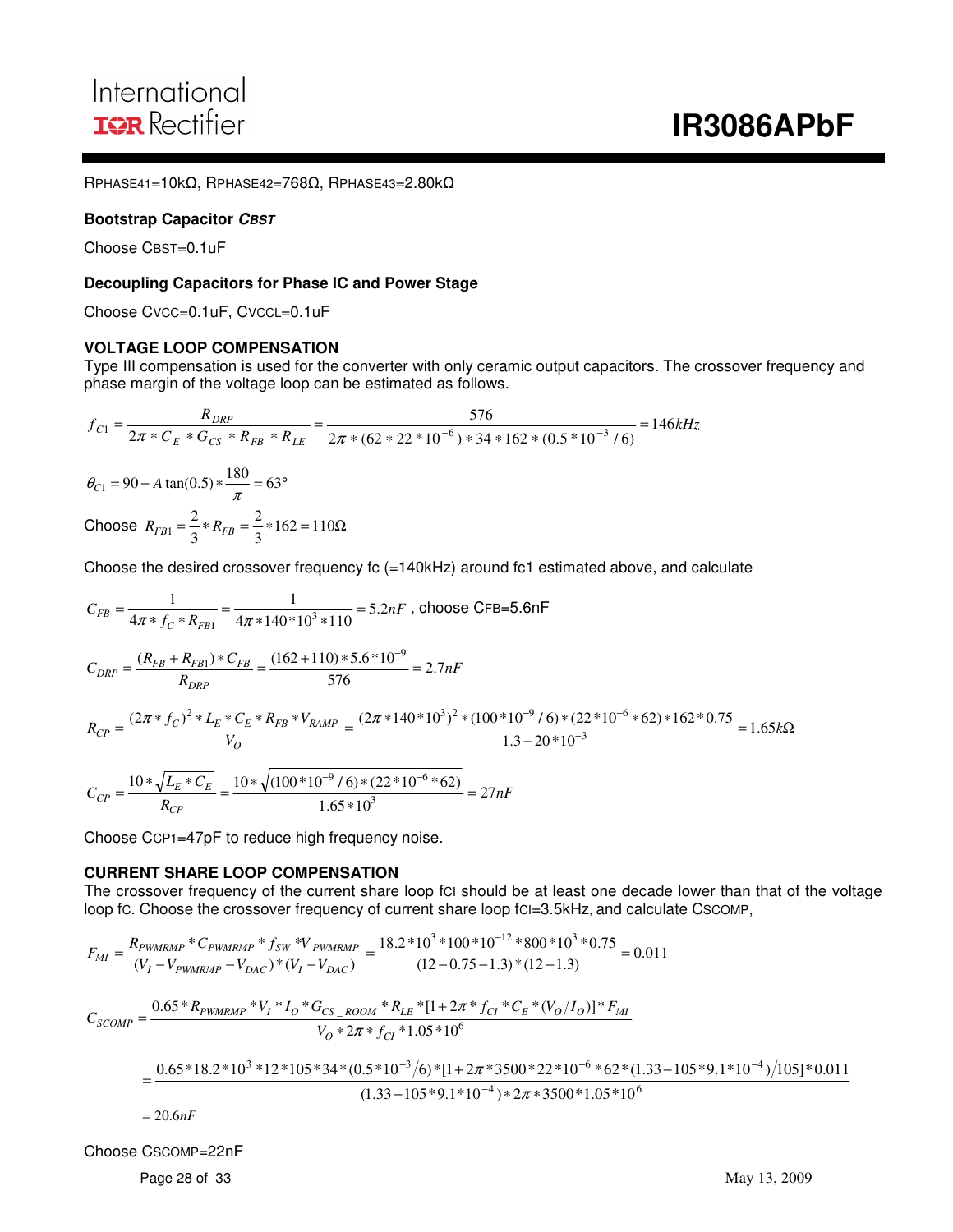RPHASE41=10kΩ, RPHASE42=768Ω, RPHASE43=2.80kΩ

### Bootstrap Capacitor *CBST*

Choose CBST=0.1uF

### Decoupling Capacitors for Phase IC and Power Stage

Choose CVCC=0.1uF, CVCCL=0.1uF

### VOLTAGE LOOP COMPENSATION

Type III compensation is used for the converter with only ceramic output capacitors. The crossover frequency and phase margin of the voltage loop can be estimated as follows.

$$f_{C1} = \frac{R_{DRP}}{2\pi * C_E * G_{CS} * R_{FB} * R_{LE}} = \frac{576}{2\pi * (62*22*10^{-6}) * 34 * 162 * (0.5*10^{-3}/6)} = 146kHz$$

$$\theta_{C1} = 90 - A\tan(0.5) * \frac{180}{\pi} = 63°$$

Choose $R_{FB1} = \frac{2}{3} * R_{FB} = \frac{2}{3} * 162 = 110\Omega$

Choose the desired crossover frequency fc (=140kHz) around fc1 estimated above, and calculate

$$C_{FB} = \frac{1}{4\pi * f_C * R_{FB1}} = \frac{1}{4\pi * 140*10^3 * 110} = 5.2nF$$ , choose CFB=5.6nF

$$C_{DRP} = \frac{(R_{FB} + R_{FB1}) * C_{FB}}{R_{DRP}} = \frac{(162+110)*5.6*10^{-9}}{576} = 2.7nF$$

$$R_{CP} = \frac{(2\pi * f_C)^2 * L_E * C_E * R_{FB} * V_{RAMP}}{V_O} = \frac{(2\pi*140*10^3)^2 * (100*10^{-9}/6) * (22*10^{-6}*62) * 162 * 0.75}{1.3 - 20*10^{-3}} = 1.65k\Omega$$

$$C_{CP} = \frac{10 * \sqrt{L_E * C_E}}{R_{CP}} = \frac{10 * \sqrt{(100*10^{-9}/6)*(22*10^{-6}*62)}}{1.65*10^3} = 27nF$$

Choose CCP1=47pF to reduce high frequency noise.

### CURRENT SHARE LOOP COMPENSATION

The crossover frequency of the current share loop fCI should be at least one decade lower than that of the voltage loop fC. Choose the crossover frequency of current share loop fCI=3.5kHz, and calculate CSCOMP,

$$F_{MI} = \frac{R_{PWMRMP} * C_{PWMRMP} * f_{SW} * V_{PWMRMP}}{(V_I - V_{PWMRMP} - V_{DAC}) * (V_I - V_{DAC})} = \frac{18.2*10^3 * 100*10^{-12} * 800*10^3 * 0.75}{(12 - 0.75 - 1.3)*(12 - 1.3)} = 0.011$$

$$C_{SCOMP} = \frac{0.65 * R_{PWMRMP} * V_I * I_O * G_{CS\_ROOM} * R_{LE} * [1 + 2\pi * f_{CI} * C_E * (V_O/I_O)] * F_{MI}}{V_O * 2\pi * f_{CI} * 1.05*10^6}$$

$$= \frac{0.65*18.2*10^3 * 12 * 105 * 34 * (0.5*10^{-3}/6) * [1 + 2\pi * 3500 * 22*10^{-6} * 62 * (1.33 - 105*9.1*10^{-4})/105] * 0.011}{(1.33 - 105*9.1*10^{-4}) * 2\pi * 3500 * 1.05*10^6}$$

$$= 20.6nF$$

Choose CSCOMP=22nF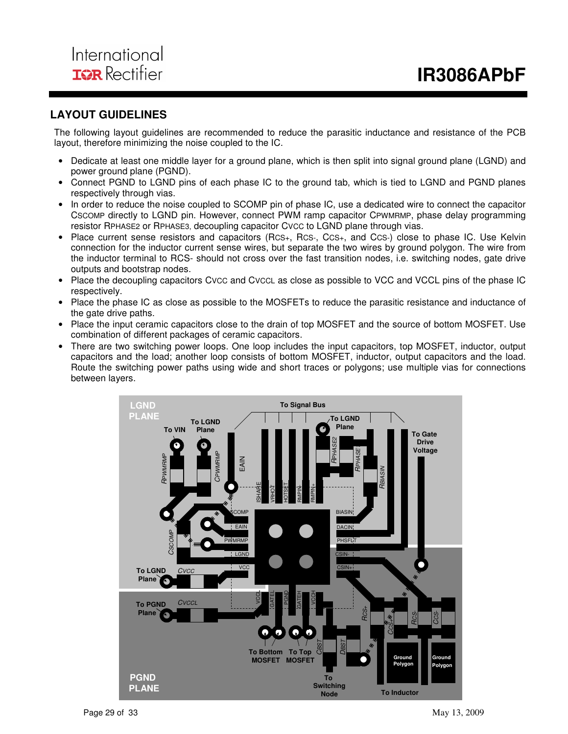## LAYOUT GUIDELINES

The following layout guidelines are recommended to reduce the parasitic inductance and resistance of the PCB layout, therefore minimizing the noise coupled to the IC.

- Dedicate at least one middle layer for a ground plane, which is then split into signal ground plane (LGND) and power ground plane (PGND).
- Connect PGND to LGND pins of each phase IC to the ground tab, which is tied to LGND and PGND planes respectively through vias.
- In order to reduce the noise coupled to SCOMP pin of phase IC, use a dedicated wire to connect the capacitor $C_{SCOMP}$ directly to LGND pin. However, connect PWM ramp capacitor $C_{PWMRMP}$, phase delay programming resistor $R_{PHASE2}$ or $R_{PHASE3}$, decoupling capacitor $C_{VCC}$ to LGND plane through vias.
- Place current sense resistors and capacitors ($R_{CS+}$, $R_{CS-}$, $C_{CS+}$, and $C_{CS-}$) close to phase IC. Use Kelvin connection for the inductor current sense wires, but separate the two wires by ground polygon. The wire from the inductor terminal to RCS- should not cross over the fast transition nodes, i.e. switching nodes, gate drive outputs and bootstrap nodes.
- Place the decoupling capacitors $C_{VCC}$ and $C_{VCCL}$ as close as possible to VCC and VCCL pins of the phase IC respectively.
- Place the phase IC as close as possible to the MOSFETs to reduce the parasitic resistance and inductance of the gate drive paths.
- Place the input ceramic capacitors close to the drain of top MOSFET and the source of bottom MOSFET. Use combination of different packages of ceramic capacitors.
- There are two switching power loops. One loop includes the input capacitors, top MOSFET, inductor, output capacitors and the load; another loop consists of bottom MOSFET, inductor, output capacitors and the load. Route the switching power paths using wide and short traces or polygons; use multiple vias for connections between layers.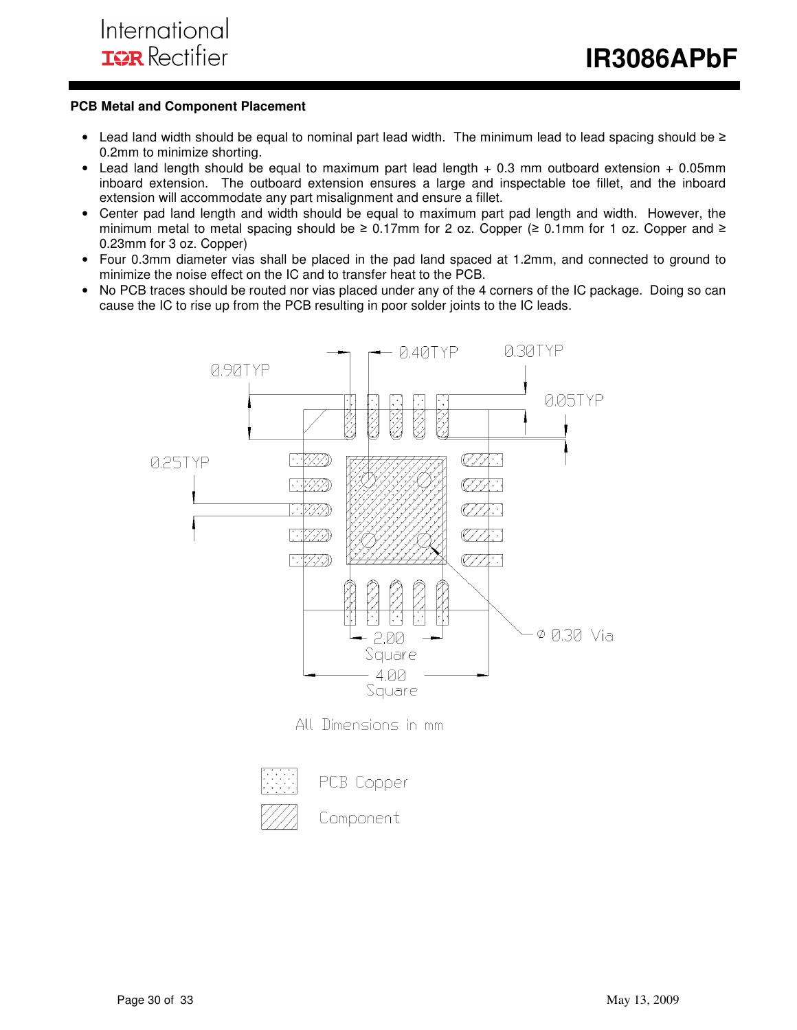## PCB Metal and Component Placement

- Lead land width should be equal to nominal part lead width. The minimum lead to lead spacing should be ≥ 0.2mm to minimize shorting.
- Lead land length should be equal to maximum part lead length + 0.3 mm outboard extension + 0.05mm inboard extension. The outboard extension ensures a large and inspectable toe fillet, and the inboard extension will accommodate any part misalignment and ensure a fillet.
- Center pad land length and width should be equal to maximum part pad length and width. However, the minimum metal to metal spacing should be ≥ 0.17mm for 2 oz. Copper (≥ 0.1mm for 1 oz. Copper and ≥ 0.23mm for 3 oz. Copper)
- Four 0.3mm diameter vias shall be placed in the pad land spaced at 1.2mm, and connected to ground to minimize the noise effect on the IC and to transfer heat to the PCB.
- No PCB traces should be routed nor vias placed under any of the 4 corners of the IC package. Doing so can cause the IC to rise up from the PCB resulting in poor solder joints to the IC leads.

0.90TYP
0.40TYP
0.30TYP
0.05TYP
0.25TYP
2.00 Square
4.00 Square
ϕ 0.30 Via

All Dimensions in mm

PCB Copper

Component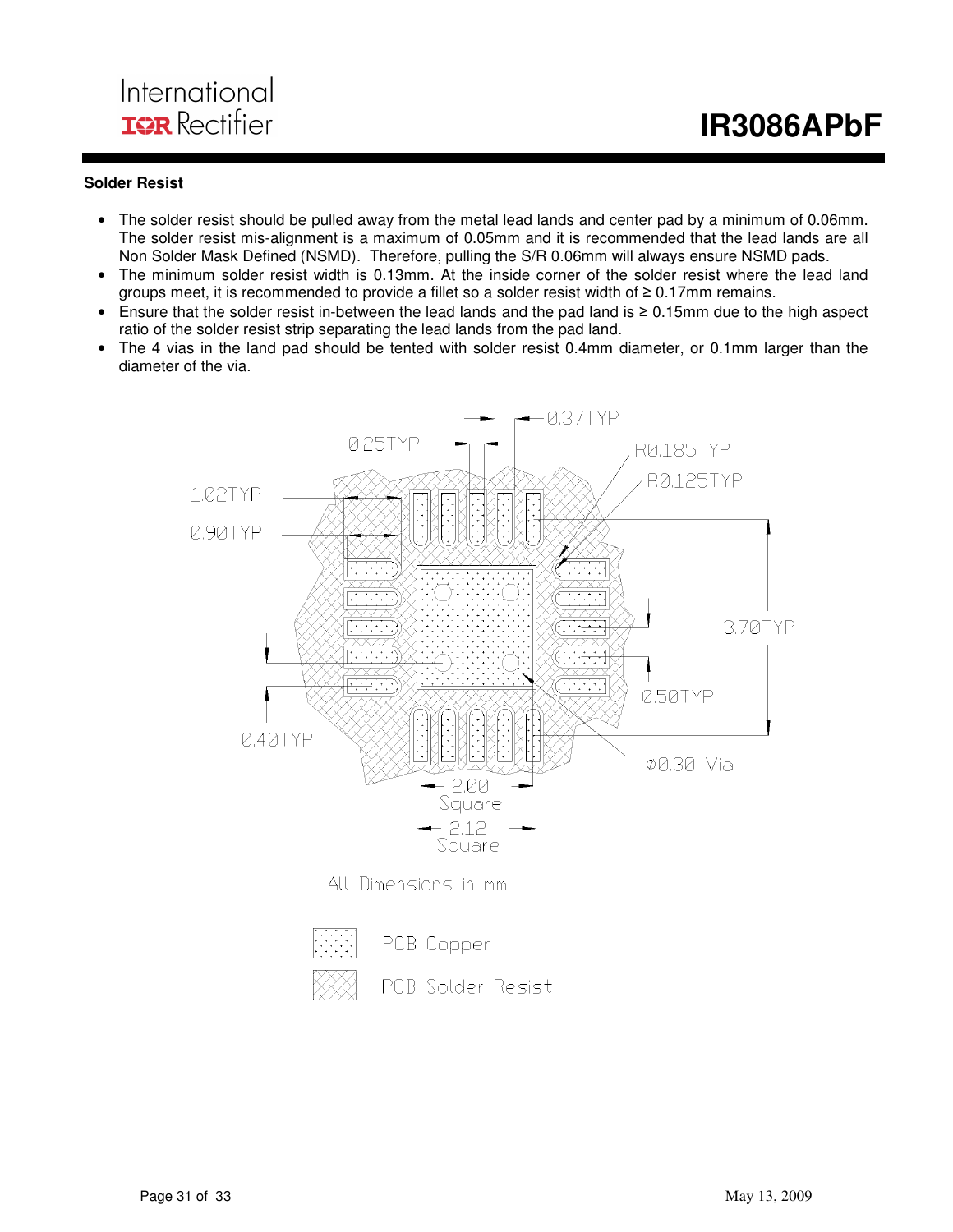### Solder Resist

- The solder resist should be pulled away from the metal lead lands and center pad by a minimum of 0.06mm. The solder resist mis-alignment is a maximum of 0.05mm and it is recommended that the lead lands are all Non Solder Mask Defined (NSMD). Therefore, pulling the S/R 0.06mm will always ensure NSMD pads.
- The minimum solder resist width is 0.13mm. At the inside corner of the solder resist where the lead land groups meet, it is recommended to provide a fillet so a solder resist width of ≥ 0.17mm remains.
- Ensure that the solder resist in-between the lead lands and the pad land is ≥ 0.15mm due to the high aspect ratio of the solder resist strip separating the lead lands from the pad land.
- The 4 vias in the land pad should be tented with solder resist 0.4mm diameter, or 0.1mm larger than the diameter of the via.

0.37TYP
0.25TYP
R0.185TYP
R0.125TYP
1.02TYP
0.90TYP
3.70TYP
0.50TYP
0.40TYP
Ø0.30 Via
2.00 Square
2.12 Square

All Dimensions in mm

PCB Copper

PCB Solder Resist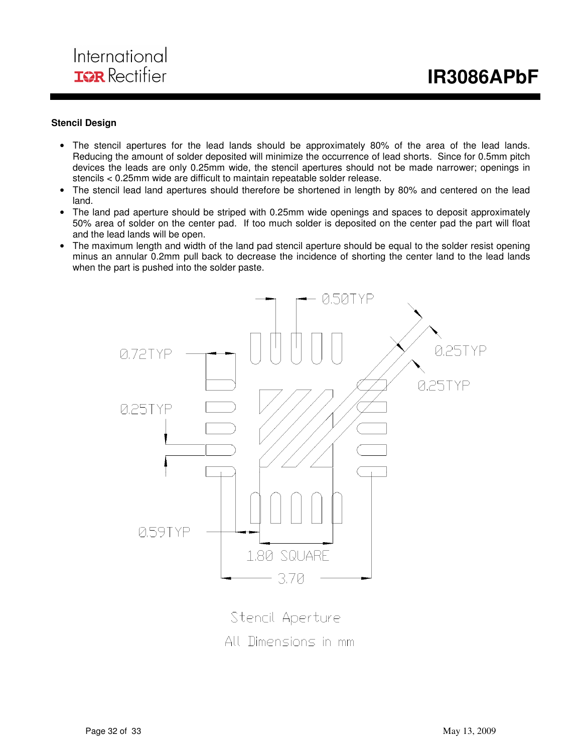### Stencil Design

- The stencil apertures for the lead lands should be approximately 80% of the area of the lead lands. Reducing the amount of solder deposited will minimize the occurrence of lead shorts. Since for 0.5mm pitch devices the leads are only 0.25mm wide, the stencil apertures should not be made narrower; openings in stencils < 0.25mm wide are difficult to maintain repeatable solder release.
- The stencil lead land apertures should therefore be shortened in length by 80% and centered on the lead land.
- The land pad aperture should be striped with 0.25mm wide openings and spaces to deposit approximately 50% area of solder on the center pad. If too much solder is deposited on the center pad the part will float and the lead lands will be open.
- The maximum length and width of the land pad stencil aperture should be equal to the solder resist opening minus an annular 0.2mm pull back to decrease the incidence of shorting the center land to the lead lands when the part is pushed into the solder paste.

0.50TYP

0.25TYP

0.72TYP

0.25TYP

0.25TYP

0.59TYP

1.80 SQUARE

3.70

Stencil Aperture

All Dimensions in mm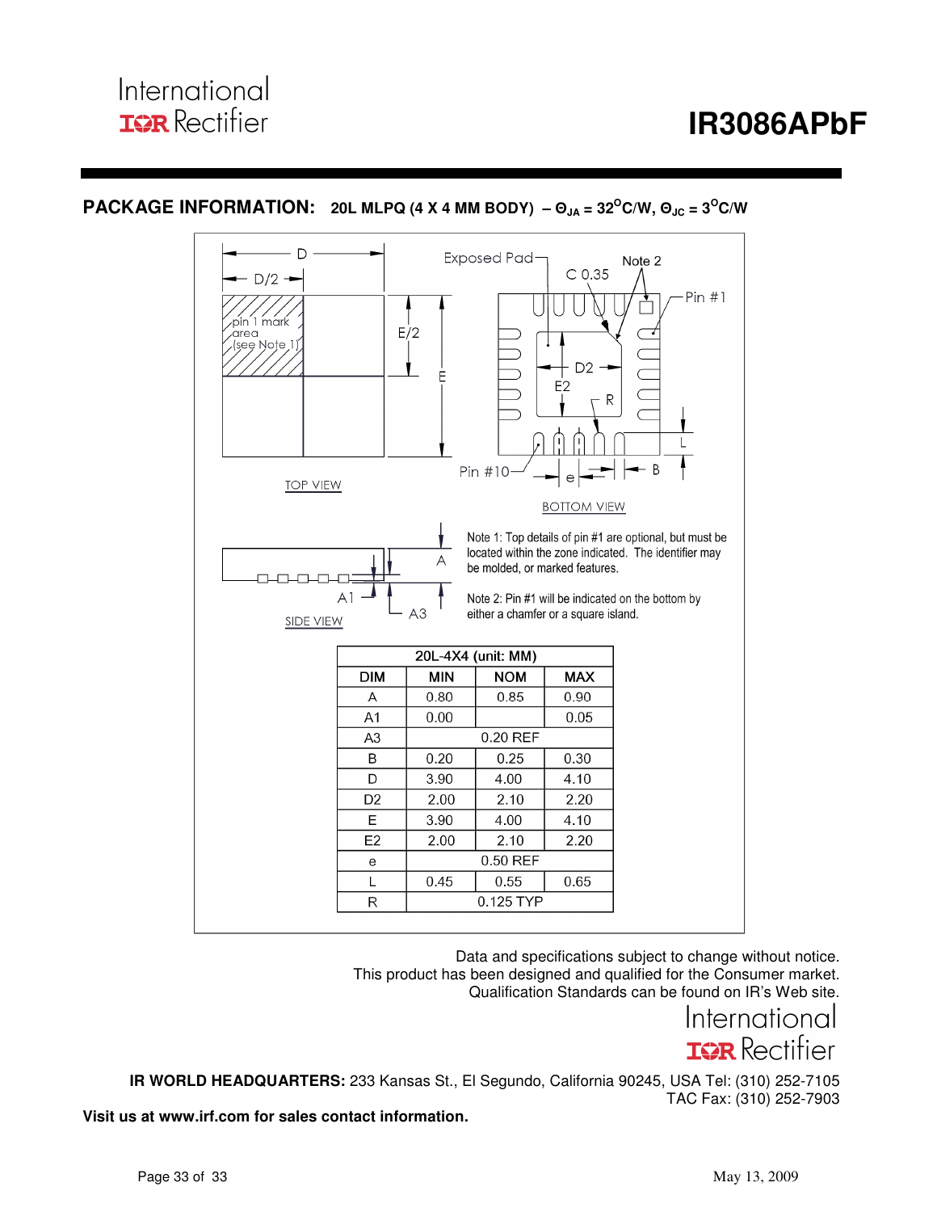## PACKAGE INFORMATION: 20L MLPQ (4 X 4 MM BODY) – $\Theta_{JA} = 32^{O}C/W$, $\Theta_{JC} = 3^{O}C/W$

D
D/2
pin 1 mark area (see Note 1)
E/2
E
TOP VIEW

Exposed Pad
C 0.35
Note 2
Pin #1
D2
E2
R
L
Pin #10
e
B
BOTTOM VIEW

A
A1
A3
SIDE VIEW

Note 1: Top details of pin #1 are optional, but must be located within the zone indicated. The identifier may be molded, or marked features.

Note 2: Pin #1 will be indicated on the bottom by either a chamfer or a square island.

| 20L-4X4 (unit: MM) | | | |
|---|---|---|---|
| DIM | MIN | NOM | MAX |
| A | 0.80 | 0.85 | 0.90 |
| A1 | 0.00 | | 0.05 |
| A3 | | 0.20 REF | |
| B | 0.20 | 0.25 | 0.30 |
| D | 3.90 | 4.00 | 4.10 |
| D2 | 2.00 | 2.10 | 2.20 |
| E | 3.90 | 4.00 | 4.10 |
| E2 | 2.00 | 2.10 | 2.20 |
| e | | 0.50 REF | |
| L | 0.45 | 0.55 | 0.65 |
| R | | 0.125 TYP | |

Data and specifications subject to change without notice.
This product has been designed and qualified for the Consumer market.
Qualification Standards can be found on IR's Web site.

International IOR Rectifier

**IR WORLD HEADQUARTERS:** 233 Kansas St., El Segundo, California 90245, USA Tel: (310) 252-7105
TAC Fax: (310) 252-7903

**Visit us at www.irf.com for sales contact information.**

May 13, 2009